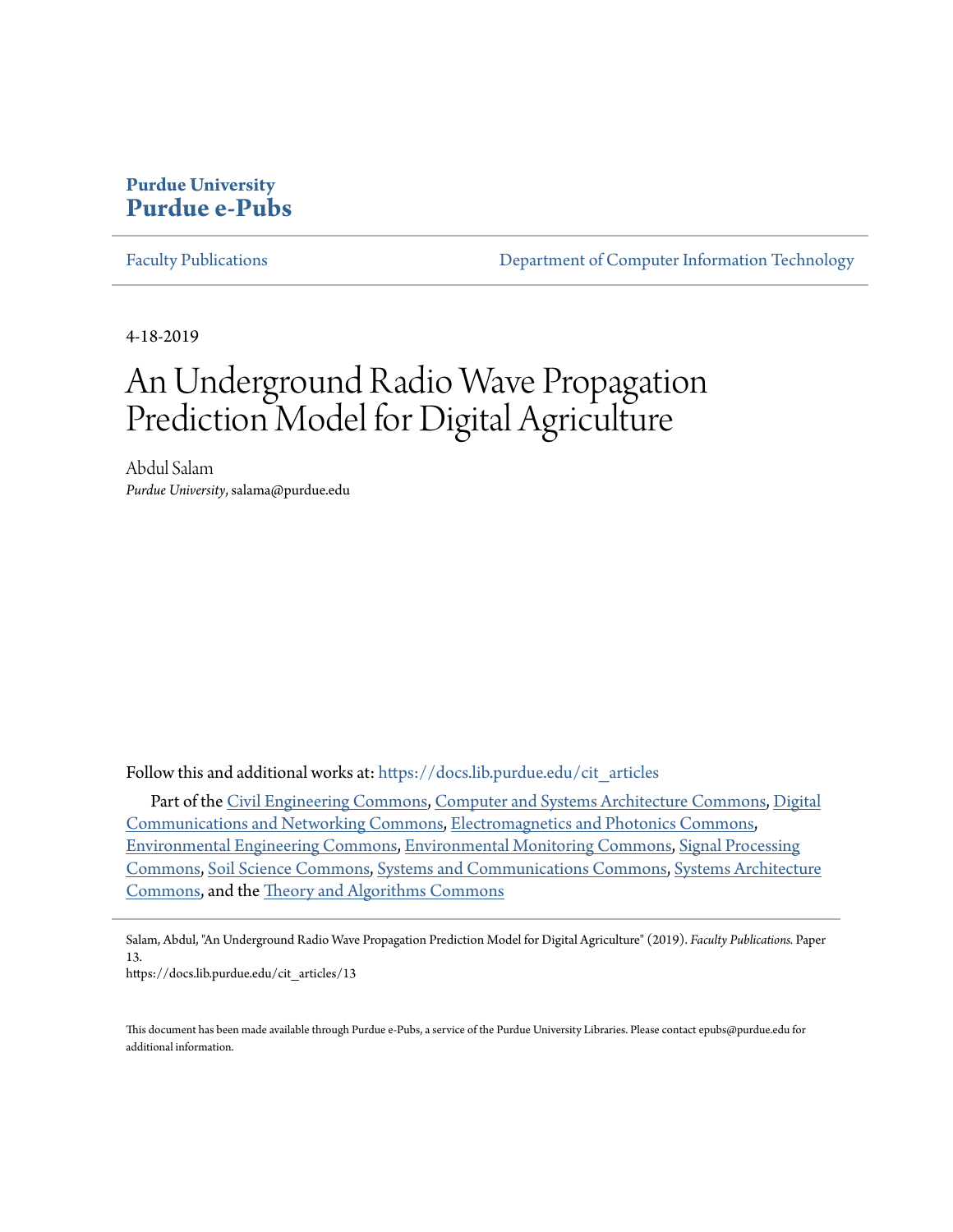**Purdue University**
# Purdue e-Pubs

Faculty Publications | Department of Computer Information Technology

---

4-18-2019

# An Underground Radio Wave Propagation Prediction Model for Digital Agriculture

Abdul Salam
*Purdue University*, salama@purdue.edu

Follow this and additional works at: https://docs.lib.purdue.edu/cit_articles

Part of the Civil Engineering Commons, Computer and Systems Architecture Commons, Digital Communications and Networking Commons, Electromagnetics and Photonics Commons, Environmental Engineering Commons, Environmental Monitoring Commons, Signal Processing Commons, Soil Science Commons, Systems and Communications Commons, Systems Architecture Commons, and the Theory and Algorithms Commons

---

Salam, Abdul, "An Underground Radio Wave Propagation Prediction Model for Digital Agriculture" (2019). *Faculty Publications.* Paper 13.
https://docs.lib.purdue.edu/cit_articles/13

This document has been made available through Purdue e-Pubs, a service of the Purdue University Libraries. Please contact epubs@purdue.edu for additional information.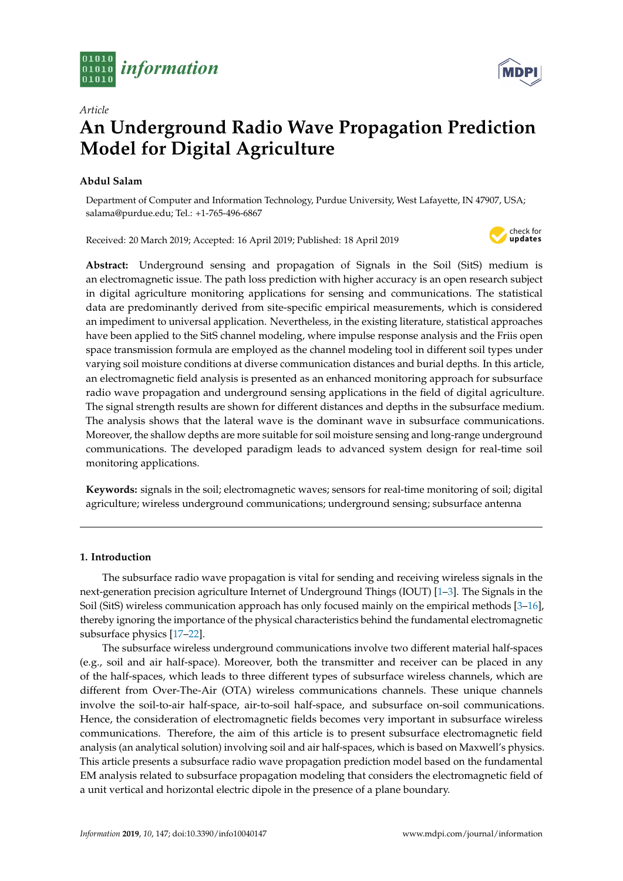# An Underground Radio Wave Propagation Prediction Model for Digital Agriculture

**Abdul Salam**

Department of Computer and Information Technology, Purdue University, West Lafayette, IN 47907, USA; salama@purdue.edu; Tel.: +1-765-496-6867

Received: 20 March 2019; Accepted: 16 April 2019; Published: 18 April 2019

**Abstract:** Underground sensing and propagation of Signals in the Soil (SitS) medium is an electromagnetic issue. The path loss prediction with higher accuracy is an open research subject in digital agriculture monitoring applications for sensing and communications. The statistical data are predominantly derived from site-specific empirical measurements, which is considered an impediment to universal application. Nevertheless, in the existing literature, statistical approaches have been applied to the SitS channel modeling, where impulse response analysis and the Friis open space transmission formula are employed as the channel modeling tool in different soil types under varying soil moisture conditions at diverse communication distances and burial depths. In this article, an electromagnetic field analysis is presented as an enhanced monitoring approach for subsurface radio wave propagation and underground sensing applications in the field of digital agriculture. The signal strength results are shown for different distances and depths in the subsurface medium. The analysis shows that the lateral wave is the dominant wave in subsurface communications. Moreover, the shallow depths are more suitable for soil moisture sensing and long-range underground communications. The developed paradigm leads to advanced system design for real-time soil monitoring applications.

**Keywords:** signals in the soil; electromagnetic waves; sensors for real-time monitoring of soil; digital agriculture; wireless underground communications; underground sensing; subsurface antenna

## 1. Introduction

The subsurface radio wave propagation is vital for sending and receiving wireless signals in the next-generation precision agriculture Internet of Underground Things (IOUT) [1–3]. The Signals in the Soil (SitS) wireless communication approach has only focused mainly on the empirical methods [3–16], thereby ignoring the importance of the physical characteristics behind the fundamental electromagnetic subsurface physics [17–22].

The subsurface wireless underground communications involve two different material half-spaces (e.g., soil and air half-space). Moreover, both the transmitter and receiver can be placed in any of the half-spaces, which leads to three different types of subsurface wireless channels, which are different from Over-The-Air (OTA) wireless communications channels. These unique channels involve the soil-to-air half-space, air-to-soil half-space, and subsurface on-soil communications. Hence, the consideration of electromagnetic fields becomes very important in subsurface wireless communications. Therefore, the aim of this article is to present subsurface electromagnetic field analysis (an analytical solution) involving soil and air half-spaces, which is based on Maxwell's physics. This article presents a subsurface radio wave propagation prediction model based on the fundamental EM analysis related to subsurface propagation modeling that considers the electromagnetic field of a unit vertical and horizontal electric dipole in the presence of a plane boundary.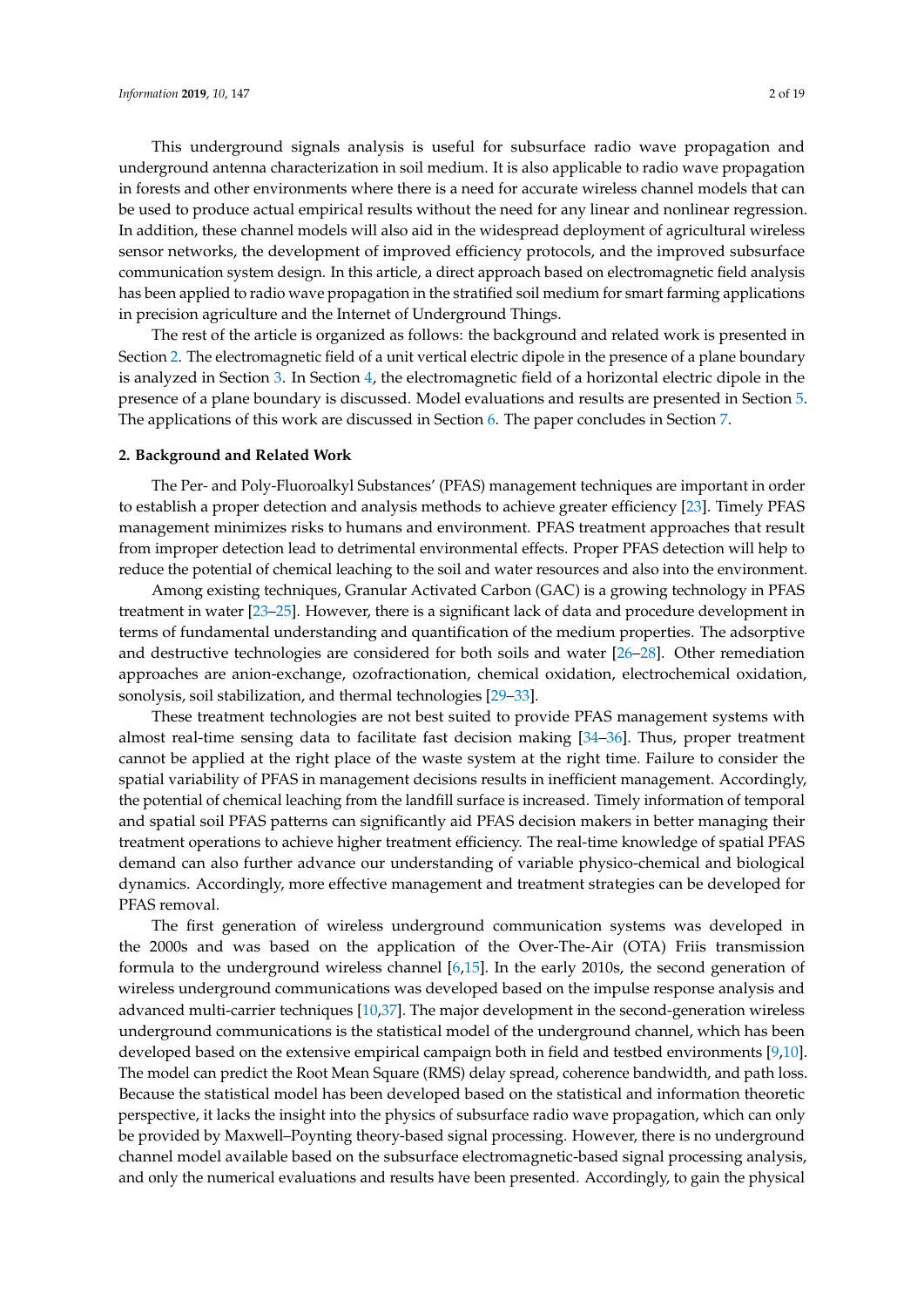This underground signals analysis is useful for subsurface radio wave propagation and underground antenna characterization in soil medium. It is also applicable to radio wave propagation in forests and other environments where there is a need for accurate wireless channel models that can be used to produce actual empirical results without the need for any linear and nonlinear regression. In addition, these channel models will also aid in the widespread deployment of agricultural wireless sensor networks, the development of improved efficiency protocols, and the improved subsurface communication system design. In this article, a direct approach based on electromagnetic field analysis has been applied to radio wave propagation in the stratified soil medium for smart farming applications in precision agriculture and the Internet of Underground Things.

The rest of the article is organized as follows: the background and related work is presented in Section 2. The electromagnetic field of a unit vertical electric dipole in the presence of a plane boundary is analyzed in Section 3. In Section 4, the electromagnetic field of a horizontal electric dipole in the presence of a plane boundary is discussed. Model evaluations and results are presented in Section 5. The applications of this work are discussed in Section 6. The paper concludes in Section 7.

## 2. Background and Related Work

The Per- and Poly-Fluoroalkyl Substances' (PFAS) management techniques are important in order to establish a proper detection and analysis methods to achieve greater efficiency [23]. Timely PFAS management minimizes risks to humans and environment. PFAS treatment approaches that result from improper detection lead to detrimental environmental effects. Proper PFAS detection will help to reduce the potential of chemical leaching to the soil and water resources and also into the environment.

Among existing techniques, Granular Activated Carbon (GAC) is a growing technology in PFAS treatment in water [23–25]. However, there is a significant lack of data and procedure development in terms of fundamental understanding and quantification of the medium properties. The adsorptive and destructive technologies are considered for both soils and water [26–28]. Other remediation approaches are anion-exchange, ozofractionation, chemical oxidation, electrochemical oxidation, sonolysis, soil stabilization, and thermal technologies [29–33].

These treatment technologies are not best suited to provide PFAS management systems with almost real-time sensing data to facilitate fast decision making [34–36]. Thus, proper treatment cannot be applied at the right place of the waste system at the right time. Failure to consider the spatial variability of PFAS in management decisions results in inefficient management. Accordingly, the potential of chemical leaching from the landfill surface is increased. Timely information of temporal and spatial soil PFAS patterns can significantly aid PFAS decision makers in better managing their treatment operations to achieve higher treatment efficiency. The real-time knowledge of spatial PFAS demand can also further advance our understanding of variable physico-chemical and biological dynamics. Accordingly, more effective management and treatment strategies can be developed for PFAS removal.

The first generation of wireless underground communication systems was developed in the 2000s and was based on the application of the Over-The-Air (OTA) Friis transmission formula to the underground wireless channel [6,15]. In the early 2010s, the second generation of wireless underground communications was developed based on the impulse response analysis and advanced multi-carrier techniques [10,37]. The major development in the second-generation wireless underground communications is the statistical model of the underground channel, which has been developed based on the extensive empirical campaign both in field and testbed environments [9,10]. The model can predict the Root Mean Square (RMS) delay spread, coherence bandwidth, and path loss. Because the statistical model has been developed based on the statistical and information theoretic perspective, it lacks the insight into the physics of subsurface radio wave propagation, which can only be provided by Maxwell–Poynting theory-based signal processing. However, there is no underground channel model available based on the subsurface electromagnetic-based signal processing analysis, and only the numerical evaluations and results have been presented. Accordingly, to gain the physical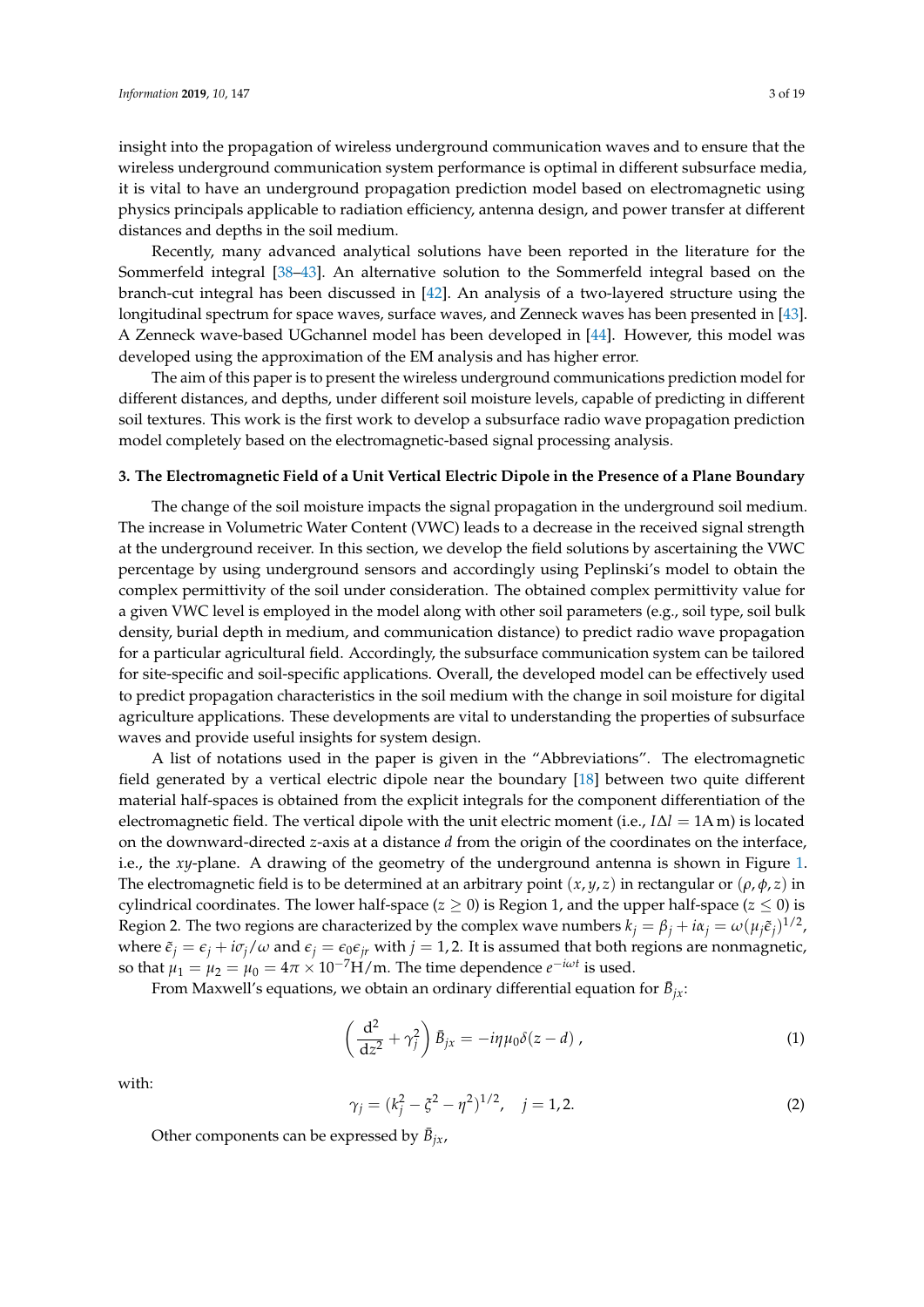insight into the propagation of wireless underground communication waves and to ensure that the wireless underground communication system performance is optimal in different subsurface media, it is vital to have an underground propagation prediction model based on electromagnetic using physics principals applicable to radiation efficiency, antenna design, and power transfer at different distances and depths in the soil medium.

Recently, many advanced analytical solutions have been reported in the literature for the Sommerfeld integral [38–43]. An alternative solution to the Sommerfeld integral based on the branch-cut integral has been discussed in [42]. An analysis of a two-layered structure using the longitudinal spectrum for space waves, surface waves, and Zenneck waves has been presented in [43]. A Zenneck wave-based UGchannel model has been developed in [44]. However, this model was developed using the approximation of the EM analysis and has higher error.

The aim of this paper is to present the wireless underground communications prediction model for different distances, and depths, under different soil moisture levels, capable of predicting in different soil textures. This work is the first work to develop a subsurface radio wave propagation prediction model completely based on the electromagnetic-based signal processing analysis.

### 3. The Electromagnetic Field of a Unit Vertical Electric Dipole in the Presence of a Plane Boundary

The change of the soil moisture impacts the signal propagation in the underground soil medium. The increase in Volumetric Water Content (VWC) leads to a decrease in the received signal strength at the underground receiver. In this section, we develop the field solutions by ascertaining the VWC percentage by using underground sensors and accordingly using Peplinski's model to obtain the complex permittivity of the soil under consideration. The obtained complex permittivity value for a given VWC level is employed in the model along with other soil parameters (e.g., soil type, soil bulk density, burial depth in medium, and communication distance) to predict radio wave propagation for a particular agricultural field. Accordingly, the subsurface communication system can be tailored for site-specific and soil-specific applications. Overall, the developed model can be effectively used to predict propagation characteristics in the soil medium with the change in soil moisture for digital agriculture applications. These developments are vital to understanding the properties of subsurface waves and provide useful insights for system design.

A list of notations used in the paper is given in the "Abbreviations". The electromagnetic field generated by a vertical electric dipole near the boundary [18] between two quite different material half-spaces is obtained from the explicit integrals for the component differentiation of the electromagnetic field. The vertical dipole with the unit electric moment (i.e., $I\Delta l = 1\,\text{A m}$) is located on the downward-directed $z$-axis at a distance $d$ from the origin of the coordinates on the interface, i.e., the $xy$-plane. A drawing of the geometry of the underground antenna is shown in Figure 1. The electromagnetic field is to be determined at an arbitrary point $(x, y, z)$ in rectangular or $(\rho, \phi, z)$ in cylindrical coordinates. The lower half-space ($z \geq 0$) is Region 1, and the upper half-space ($z \leq 0$) is Region 2. The two regions are characterized by the complex wave numbers $k_j = \beta_j + i\alpha_j = \omega(\mu_j\tilde{\epsilon}_j)^{1/2}$, where $\tilde{\epsilon}_j = \epsilon_j + i\sigma_j/\omega$ and $\epsilon_j = \epsilon_0\epsilon_{jr}$ with $j = 1, 2$. It is assumed that both regions are nonmagnetic, so that $\mu_1 = \mu_2 = \mu_0 = 4\pi \times 10^{-7}\text{H/m}$. The time dependence $e^{-i\omega t}$ is used.

From Maxwell's equations, we obtain an ordinary differential equation for $\bar{B}_{jx}$:

$$\left(\frac{\mathrm{d}^2}{\mathrm{d}z^2} + \gamma_j^2\right)\bar{B}_{jx} = -i\eta\mu_0\delta(z-d)\,, \tag{1}$$

with:

$$\gamma_j = (k_j^2 - \xi^2 - \eta^2)^{1/2}, \quad j = 1, 2. \tag{2}$$

Other components can be expressed by $\bar{B}_{jx}$,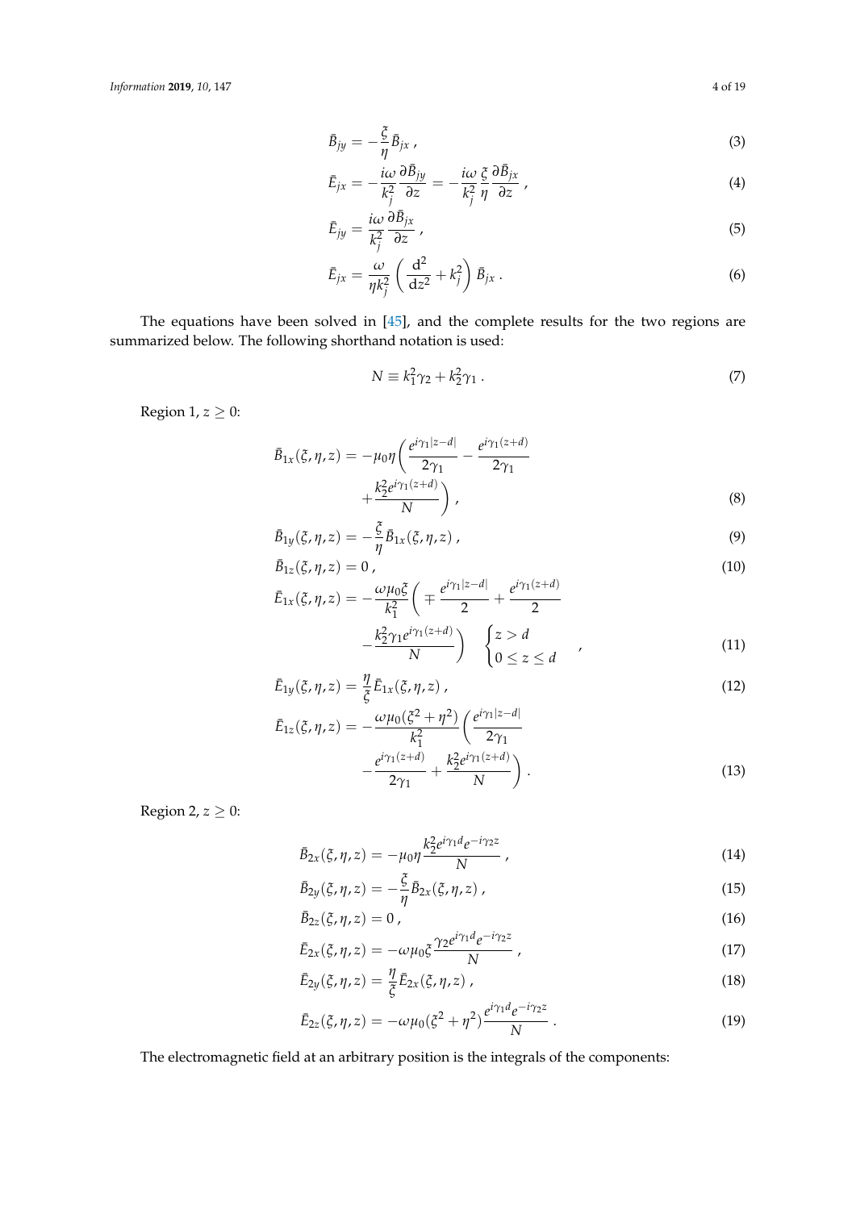$$\bar{B}_{jy} = -\frac{\xi}{\eta}\bar{B}_{jx} \,, \tag{3}$$

$$\bar{E}_{jx} = -\frac{i\omega}{k_j^2}\frac{\partial \bar{B}_{jy}}{\partial z} = -\frac{i\omega}{k_j^2}\frac{\xi}{\eta}\frac{\partial \bar{B}_{jx}}{\partial z} \,, \tag{4}$$

$$\bar{E}_{jy} = \frac{i\omega}{k_j^2}\frac{\partial \bar{B}_{jx}}{\partial z} \,, \tag{5}$$

$$\bar{E}_{jx} = \frac{\omega}{\eta k_j^2}\left(\frac{\mathrm{d}^2}{\mathrm{d}z^2} + k_j^2\right)\bar{B}_{jx} \,. \tag{6}$$

The equations have been solved in [45], and the complete results for the two regions are summarized below. The following shorthand notation is used:

$$N \equiv k_1^2\gamma_2 + k_2^2\gamma_1 \,. \tag{7}$$

Region 1, $z \geq 0$:

$$\bar{B}_{1x}(\xi,\eta,z) = -\mu_0\eta\left(\frac{e^{i\gamma_1|z-d|}}{2\gamma_1} - \frac{e^{i\gamma_1(z+d)}}{2\gamma_1} + \frac{k_2^2 e^{i\gamma_1(z+d)}}{N}\right) , \tag{8}$$

$$\bar{B}_{1y}(\xi,\eta,z) = -\frac{\xi}{\eta}\bar{B}_{1x}(\xi,\eta,z) \,, \tag{9}$$

$$\bar{B}_{1z}(\xi,\eta,z) = 0 \,, \tag{10}$$

$$\bar{E}_{1x}(\xi,\eta,z) = -\frac{\omega\mu_0\xi}{k_1^2}\left(\mp\frac{e^{i\gamma_1|z-d|}}{2} + \frac{e^{i\gamma_1(z+d)}}{2} - \frac{k_2^2\gamma_1 e^{i\gamma_1(z+d)}}{N}\right) \quad \begin{cases} z > d \\ 0 \leq z \leq d \end{cases} \,, \tag{11}$$

$$\bar{E}_{1y}(\xi,\eta,z) = \frac{\eta}{\xi}\bar{E}_{1x}(\xi,\eta,z) \,, \tag{12}$$

$$\bar{E}_{1z}(\xi,\eta,z) = -\frac{\omega\mu_0(\xi^2+\eta^2)}{k_1^2}\left(\frac{e^{i\gamma_1|z-d|}}{2\gamma_1} - \frac{e^{i\gamma_1(z+d)}}{2\gamma_1} + \frac{k_2^2 e^{i\gamma_1(z+d)}}{N}\right) . \tag{13}$$

Region 2, $z \geq 0$:

$$\bar{B}_{2x}(\xi,\eta,z) = -\mu_0\eta\frac{k_2^2 e^{i\gamma_1 d}e^{-i\gamma_2 z}}{N} \,, \tag{14}$$

$$\bar{B}_{2y}(\xi,\eta,z) = -\frac{\xi}{\eta}\bar{B}_{2x}(\xi,\eta,z) \,, \tag{15}$$

$$\bar{B}_{2z}(\xi,\eta,z) = 0 \,, \tag{16}$$

$$\bar{E}_{2x}(\xi,\eta,z) = -\omega\mu_0\xi\frac{\gamma_2 e^{i\gamma_1 d}e^{-i\gamma_2 z}}{N} \,, \tag{17}$$

$$\bar{E}_{2y}(\xi,\eta,z) = \frac{\eta}{\xi}\bar{E}_{2x}(\xi,\eta,z) \,, \tag{18}$$

$$\bar{E}_{2z}(\xi,\eta,z) = -\omega\mu_0(\xi^2+\eta^2)\frac{e^{i\gamma_1 d}e^{-i\gamma_2 z}}{N} \,. \tag{19}$$

The electromagnetic field at an arbitrary position is the integrals of the components: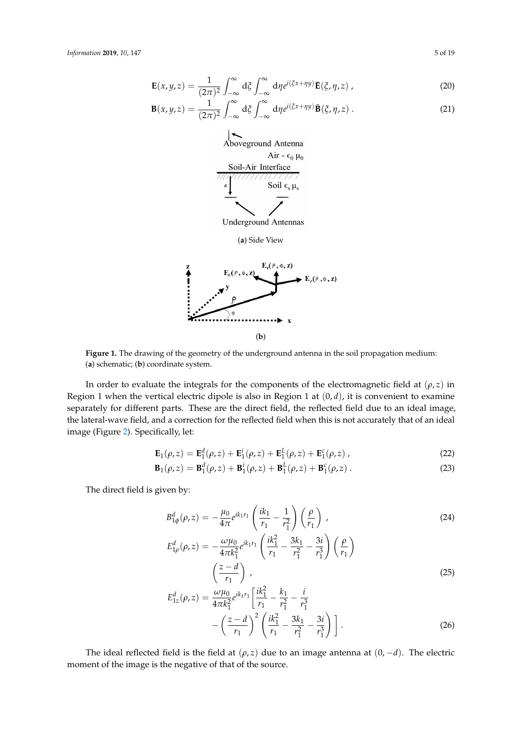$$\mathbf{E}(x,y,z) = \frac{1}{(2\pi)^2}\int_{-\infty}^{\infty} \mathrm{d}\xi \int_{-\infty}^{\infty} \mathrm{d}\eta e^{i(\xi x+\eta y)} \bar{\mathbf{E}}(\xi,\eta,z) \,, \tag{20}$$

$$\mathbf{B}(x,y,z) = \frac{1}{(2\pi)^2}\int_{-\infty}^{\infty} \mathrm{d}\xi \int_{-\infty}^{\infty} \mathrm{d}\eta e^{i(\xi x+\eta y)} \bar{\mathbf{B}}(\xi,\eta,z) \,. \tag{21}$$

(**a**) Side View

(**b**)

**Figure 1.** The drawing of the geometry of the underground antenna in the soil propagation medium: (**a**) schematic; (**b**) coordinate system.

In order to evaluate the integrals for the components of the electromagnetic field at $(\rho, z)$ in Region 1 when the vertical electric dipole is also in Region 1 at $(0, d)$, it is convenient to examine separately for different parts. These are the direct field, the reflected field due to an ideal image, the lateral-wave field, and a correction for the reflected field when this is not accurately that of an ideal image (Figure 2). Specifically, let:

$$\mathbf{E}_1(\rho,z) = \mathbf{E}_1^d(\rho,z) + \mathbf{E}_1^i(\rho,z) + \mathbf{E}_1^L(\rho,z) + \mathbf{E}_1^c(\rho,z) \,, \tag{22}$$

$$\mathbf{B}_1(\rho,z) = \mathbf{B}_1^d(\rho,z) + \mathbf{B}_1^i(\rho,z) + \mathbf{B}_1^L(\rho,z) + \mathbf{B}_1^c(\rho,z) \,. \tag{23}$$

The direct field is given by:

$$B_{1\phi}^d(\rho,z) = -\frac{\mu_0}{4\pi} e^{ik_1 r_1} \left(\frac{ik_1}{r_1} - \frac{1}{r_1^2}\right)\left(\frac{\rho}{r_1}\right) \,, \tag{24}$$

$$E_{1\rho}^d(\rho,z) = -\frac{\omega\mu_0}{4\pi k_1^2} e^{ik_1 r_1} \left(\frac{ik_1^2}{r_1} - \frac{3k_1}{r_1^2} - \frac{3i}{r_1^3}\right)\left(\frac{\rho}{r_1}\right) \left(\frac{z-d}{r_1}\right) \,, \tag{25}$$

$$E_{1z}^d(\rho,z) = \frac{\omega\mu_0}{4\pi k_1^2} e^{ik_1 r_1} \left[\frac{ik_1^2}{r_1} - \frac{k_1}{r_1^2} - \frac{i}{r_1^3} - \left(\frac{z-d}{r_1}\right)^2 \left(\frac{ik_1^2}{r_1} - \frac{3k_1}{r_1^2} - \frac{3i}{r_1^3}\right)\right] \,. \tag{26}$$

The ideal reflected field is the field at $(\rho, z)$ due to an image antenna at $(0, -d)$. The electric moment of the image is the negative of that of the source.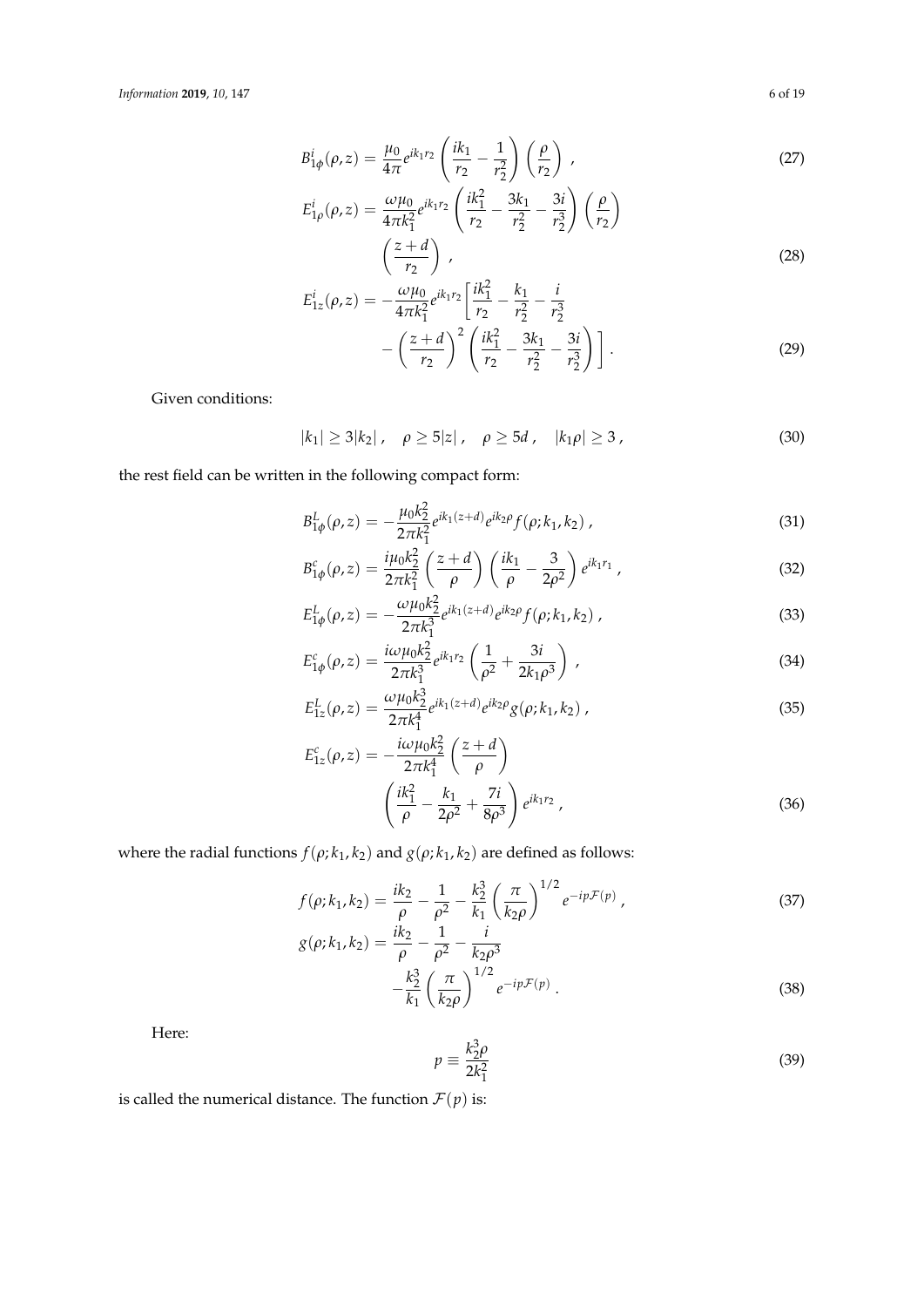$$B_{1\phi}^{i}(\rho, z) = \frac{\mu_0}{4\pi} e^{ik_1 r_2} \left( \frac{ik_1}{r_2} - \frac{1}{r_2^2} \right) \left( \frac{\rho}{r_2} \right) , \tag{27}$$

$$E_{1\rho}^{i}(\rho, z) = \frac{\omega\mu_0}{4\pi k_1^2} e^{ik_1 r_2} \left( \frac{ik_1^2}{r_2} - \frac{3k_1}{r_2^2} - \frac{3i}{r_2^3} \right) \left( \frac{\rho}{r_2} \right) \left( \frac{z+d}{r_2} \right) , \tag{28}$$

$$E_{1z}^{i}(\rho, z) = -\frac{\omega\mu_0}{4\pi k_1^2} e^{ik_1 r_2} \left[ \frac{ik_1^2}{r_2} - \frac{k_1}{r_2^2} - \frac{i}{r_2^3} - \left( \frac{z+d}{r_2} \right)^2 \left( \frac{ik_1^2}{r_2} - \frac{3k_1}{r_2^2} - \frac{3i}{r_2^3} \right) \right] . \tag{29}$$

Given conditions:

$$|k_1| \geq 3|k_2| , \quad \rho \geq 5|z| , \quad \rho \geq 5d , \quad |k_1\rho| \geq 3 , \tag{30}$$

the rest field can be written in the following compact form:

$$B_{1\phi}^{L}(\rho, z) = -\frac{\mu_0 k_2^2}{2\pi k_1^2} e^{ik_1(z+d)} e^{ik_2\rho} f(\rho; k_1, k_2) , \tag{31}$$

$$B_{1\phi}^{c}(\rho, z) = \frac{i\mu_0 k_2^2}{2\pi k_1^2} \left( \frac{z+d}{\rho} \right) \left( \frac{ik_1}{\rho} - \frac{3}{2\rho^2} \right) e^{ik_1 r_1} , \tag{32}$$

$$E_{1\phi}^{L}(\rho, z) = -\frac{\omega\mu_0 k_2^2}{2\pi k_1^3} e^{ik_1(z+d)} e^{ik_2\rho} f(\rho; k_1, k_2) , \tag{33}$$

$$E_{1\phi}^{c}(\rho, z) = \frac{i\omega\mu_0 k_2^2}{2\pi k_1^3} e^{ik_1 r_2} \left( \frac{1}{\rho^2} + \frac{3i}{2k_1\rho^3} \right) , \tag{34}$$

$$E_{1z}^{L}(\rho, z) = \frac{\omega\mu_0 k_2^3}{2\pi k_1^4} e^{ik_1(z+d)} e^{ik_2\rho} g(\rho; k_1, k_2) , \tag{35}$$

$$E_{1z}^{c}(\rho, z) = -\frac{i\omega\mu_0 k_2^2}{2\pi k_1^4} \left( \frac{z+d}{\rho} \right) \left( \frac{ik_1^2}{\rho} - \frac{k_1}{2\rho^2} + \frac{7i}{8\rho^3} \right) e^{ik_1 r_2} , \tag{36}$$

where the radial functions $f(\rho; k_1, k_2)$ and $g(\rho; k_1, k_2)$ are defined as follows:

$$f(\rho; k_1, k_2) = \frac{ik_2}{\rho} - \frac{1}{\rho^2} - \frac{k_2^3}{k_1} \left( \frac{\pi}{k_2\rho} \right)^{1/2} e^{-ip\mathcal{F}(p)} , \tag{37}$$

$$g(\rho; k_1, k_2) = \frac{ik_2}{\rho} - \frac{1}{\rho^2} - \frac{i}{k_2\rho^3} - \frac{k_2^3}{k_1} \left( \frac{\pi}{k_2\rho} \right)^{1/2} e^{-ip\mathcal{F}(p)} . \tag{38}$$

Here:

$$p \equiv \frac{k_2^3 \rho}{2k_1^2} \tag{39}$$

is called the numerical distance. The function $\mathcal{F}(p)$ is: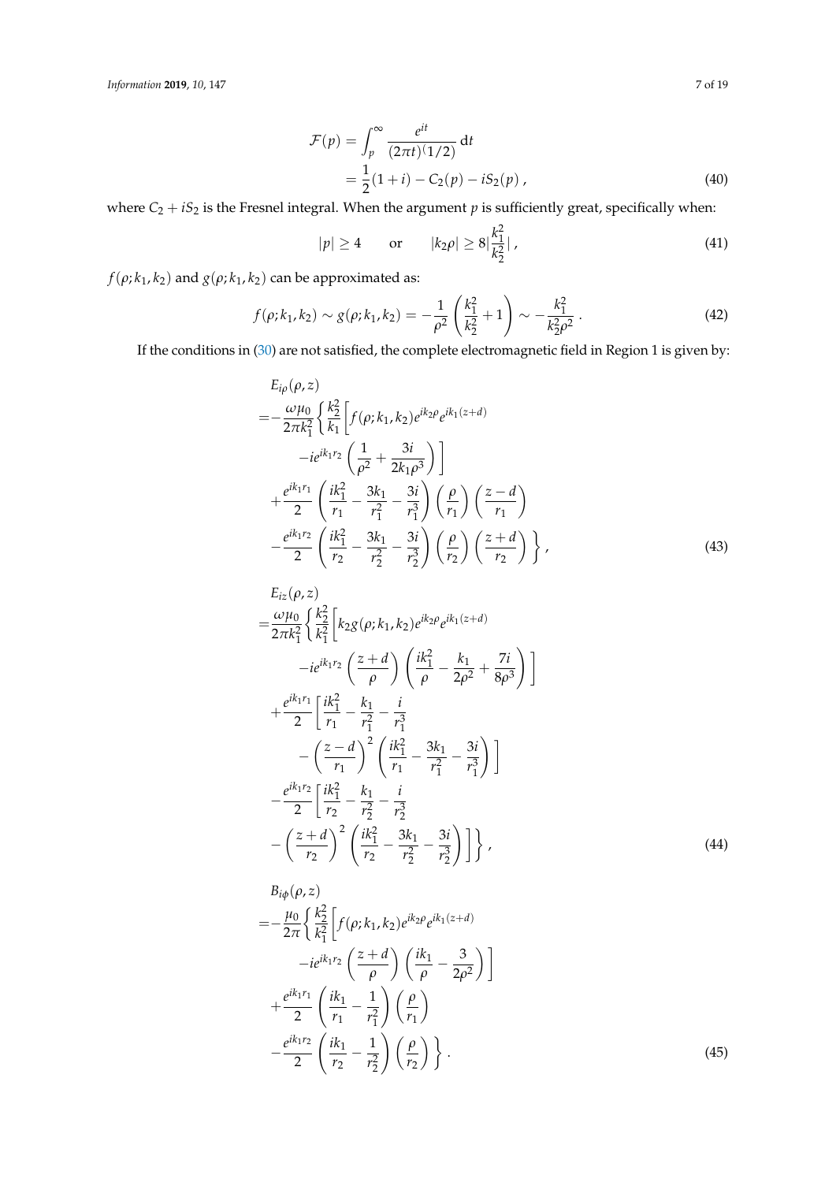$$
\begin{aligned}
\mathcal{F}(p) &= \int_p^\infty \frac{e^{it}}{(2\pi t)^(1/2)}\,\mathrm{d}t \\
&= \frac{1}{2}(1+i) - C_2(p) - iS_2(p)\,,
\end{aligned}
\tag{40}
$$

where $C_2 + iS_2$ is the Fresnel integral. When the argument $p$ is sufficiently great, specifically when:

$$
|p| \geq 4 \qquad \text{or} \qquad |k_2\rho| \geq 8|\frac{k_1^2}{k_2^2}|\,,
\tag{41}
$$

$f(\rho;k_1,k_2)$ and $g(\rho;k_1,k_2)$ can be approximated as:

$$
f(\rho;k_1,k_2) \sim g(\rho;k_1,k_2) = -\frac{1}{\rho^2}\left(\frac{k_1^2}{k_2^2}+1\right) \sim -\frac{k_1^2}{k_2^2\rho^2}\,.
\tag{42}
$$

If the conditions in (30) are not satisfied, the complete electromagnetic field in Region 1 is given by:

$$
\begin{aligned}
&E_{i\rho}(\rho,z) \\
=&-\frac{\omega\mu_0}{2\pi k_1^2}\Bigg\{\frac{k_2^2}{k_1}\bigg[f(\rho;k_1,k_2)e^{ik_2\rho}e^{ik_1(z+d)} \\
&\qquad -ie^{ik_1r_2}\left(\frac{1}{\rho^2}+\frac{3i}{2k_1\rho^3}\right)\bigg] \\
&+\frac{e^{ik_1r_1}}{2}\left(\frac{ik_1^2}{r_1}-\frac{3k_1}{r_1^2}-\frac{3i}{r_1^3}\right)\left(\frac{\rho}{r_1}\right)\left(\frac{z-d}{r_1}\right) \\
&-\frac{e^{ik_1r_2}}{2}\left(\frac{ik_1^2}{r_2}-\frac{3k_1}{r_2^2}-\frac{3i}{r_2^3}\right)\left(\frac{\rho}{r_2}\right)\left(\frac{z+d}{r_2}\right)\Bigg\}\,,
\end{aligned}
\tag{43}
$$

$$
\begin{aligned}
&E_{iz}(\rho,z) \\
=&\frac{\omega\mu_0}{2\pi k_1^2}\Bigg\{\frac{k_2^2}{k_1^2}\bigg[k_2 g(\rho;k_1,k_2)e^{ik_2\rho}e^{ik_1(z+d)} \\
&\qquad -ie^{ik_1r_2}\left(\frac{z+d}{\rho}\right)\left(\frac{ik_1^2}{\rho}-\frac{k_1}{2\rho^2}+\frac{7i}{8\rho^3}\right)\bigg] \\
&+\frac{e^{ik_1r_1}}{2}\bigg[\frac{ik_1^2}{r_1}-\frac{k_1}{r_1^2}-\frac{i}{r_1^3} \\
&\qquad -\left(\frac{z-d}{r_1}\right)^2\left(\frac{ik_1^2}{r_1}-\frac{3k_1}{r_1^2}-\frac{3i}{r_1^3}\right)\bigg] \\
&-\frac{e^{ik_1r_2}}{2}\bigg[\frac{ik_1^2}{r_2}-\frac{k_1}{r_2^2}-\frac{i}{r_2^3} \\
&-\left(\frac{z+d}{r_2}\right)^2\left(\frac{ik_1^2}{r_2}-\frac{3k_1}{r_2^2}-\frac{3i}{r_2^3}\right)\bigg]\Bigg\}\,,
\end{aligned}
\tag{44}
$$

$$
\begin{aligned}
&B_{i\phi}(\rho,z) \\
=&-\frac{\mu_0}{2\pi}\Bigg\{\frac{k_2^2}{k_1^2}\bigg[f(\rho;k_1,k_2)e^{ik_2\rho}e^{ik_1(z+d)} \\
&\qquad -ie^{ik_1r_2}\left(\frac{z+d}{\rho}\right)\left(\frac{ik_1}{\rho}-\frac{3}{2\rho^2}\right)\bigg] \\
&+\frac{e^{ik_1r_1}}{2}\left(\frac{ik_1}{r_1}-\frac{1}{r_1^2}\right)\left(\frac{\rho}{r_1}\right) \\
&-\frac{e^{ik_1r_2}}{2}\left(\frac{ik_1}{r_2}-\frac{1}{r_2^2}\right)\left(\frac{\rho}{r_2}\right)\Bigg\}\,.
\end{aligned}
\tag{45}
$$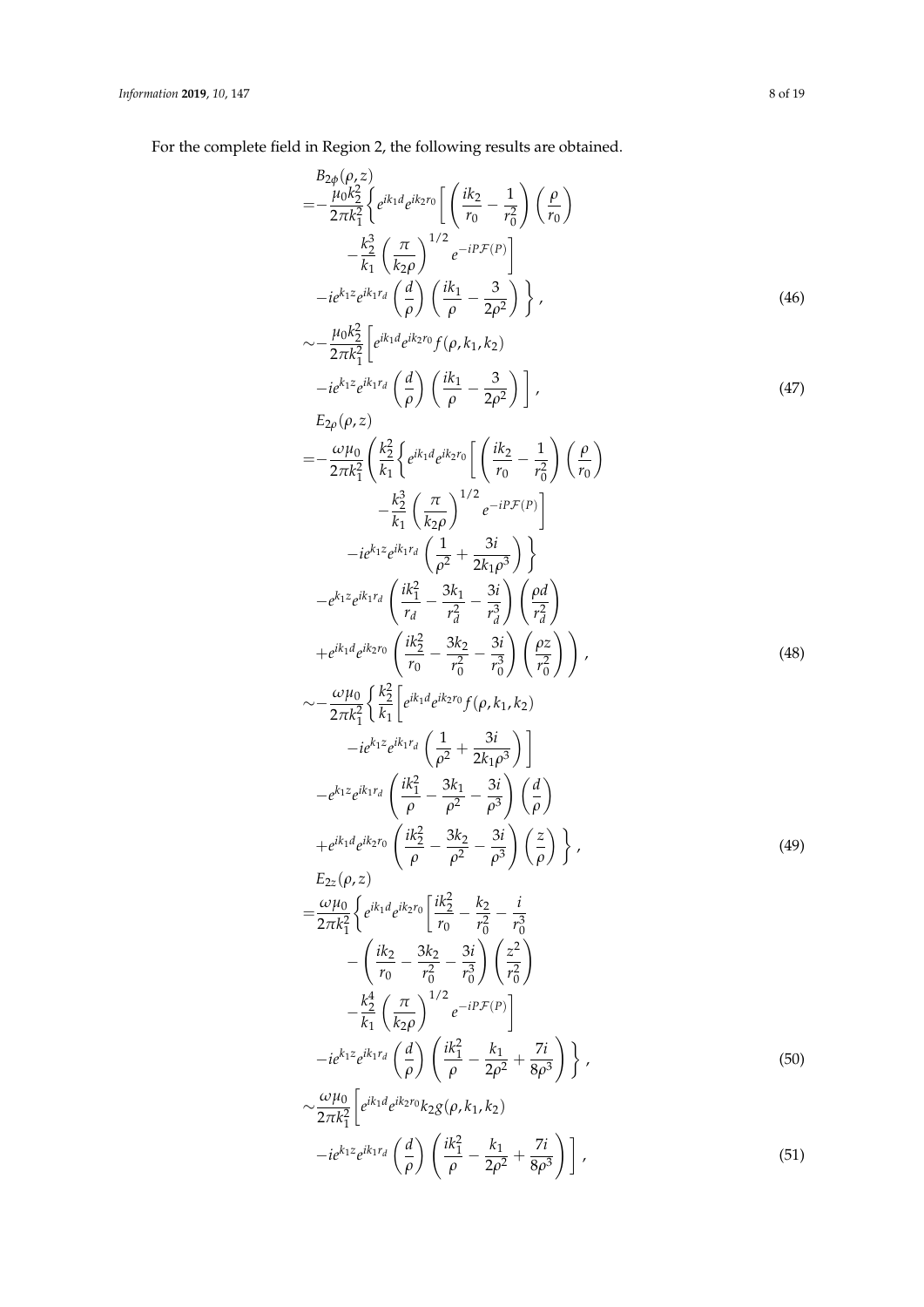For the complete field in Region 2, the following results are obtained.

$$
\begin{aligned}
& B_{2\phi}(\rho, z) \\
=& -\frac{\mu_0 k_2^2}{2\pi k_1^2}\Bigg\{ e^{ik_1 d} e^{ik_2 r_0}\Bigg[ \left(\frac{ik_2}{r_0} - \frac{1}{r_0^2}\right)\left(\frac{\rho}{r_0}\right) \\
& \qquad - \frac{k_2^3}{k_1}\left(\frac{\pi}{k_2\rho}\right)^{1/2} e^{-iP\mathcal{F}(P)}\Bigg] \\
& -ie^{k_1 z} e^{ik_1 r_d}\left(\frac{d}{\rho}\right)\left(\frac{ik_1}{\rho} - \frac{3}{2\rho^2}\right)\Bigg\}, \qquad (46)
\end{aligned}
$$

$$
\begin{aligned}
\sim& -\frac{\mu_0 k_2^2}{2\pi k_1^2}\Bigg[ e^{ik_1 d} e^{ik_2 r_0} f(\rho, k_1, k_2) \\
& -ie^{k_1 z} e^{ik_1 r_d}\left(\frac{d}{\rho}\right)\left(\frac{ik_1}{\rho} - \frac{3}{2\rho^2}\right)\Bigg], \qquad (47)
\end{aligned}
$$

$$
\begin{aligned}
& E_{2\rho}(\rho, z) \\
=& -\frac{\omega\mu_0}{2\pi k_1^2}\Bigg(\frac{k_2^2}{k_1}\Bigg\{ e^{ik_1 d} e^{ik_2 r_0}\Bigg[ \left(\frac{ik_2}{r_0} - \frac{1}{r_0^2}\right)\left(\frac{\rho}{r_0}\right) \\
& \qquad - \frac{k_2^3}{k_1}\left(\frac{\pi}{k_2\rho}\right)^{1/2} e^{-iP\mathcal{F}(P)}\Bigg] \\
& \qquad -ie^{k_1 z} e^{ik_1 r_d}\left(\frac{1}{\rho^2} + \frac{3i}{2k_1\rho^3}\right)\Bigg\} \\
& -e^{k_1 z} e^{ik_1 r_d}\left(\frac{ik_1^2}{r_d} - \frac{3k_1}{r_d^2} - \frac{3i}{r_d^3}\right)\left(\frac{\rho d}{r_d^2}\right) \\
& +e^{ik_1 d} e^{ik_2 r_0}\left(\frac{ik_2^2}{r_0} - \frac{3k_2}{r_0^2} - \frac{3i}{r_0^3}\right)\left(\frac{\rho z}{r_0^2}\right)\Bigg), \qquad (48)
\end{aligned}
$$

$$
\begin{aligned}
\sim& -\frac{\omega\mu_0}{2\pi k_1^2}\Bigg\{\frac{k_2^2}{k_1}\Bigg[ e^{ik_1 d} e^{ik_2 r_0} f(\rho, k_1, k_2) \\
& \qquad -ie^{k_1 z} e^{ik_1 r_d}\left(\frac{1}{\rho^2} + \frac{3i}{2k_1\rho^3}\right)\Bigg] \\
& -e^{k_1 z} e^{ik_1 r_d}\left(\frac{ik_1^2}{\rho} - \frac{3k_1}{\rho^2} - \frac{3i}{\rho^3}\right)\left(\frac{d}{\rho}\right) \\
& +e^{ik_1 d} e^{ik_2 r_0}\left(\frac{ik_2^2}{\rho} - \frac{3k_2}{\rho^2} - \frac{3i}{\rho^3}\right)\left(\frac{z}{\rho}\right)\Bigg\}, \qquad (49)
\end{aligned}
$$

$$
\begin{aligned}
& E_{2z}(\rho, z) \\
=& \frac{\omega\mu_0}{2\pi k_1^2}\Bigg\{ e^{ik_1 d} e^{ik_2 r_0}\Bigg[ \frac{ik_2^2}{r_0} - \frac{k_2}{r_0^2} - \frac{i}{r_0^3} \\
& \qquad - \left(\frac{ik_2}{r_0} - \frac{3k_2}{r_0^2} - \frac{3i}{r_0^3}\right)\left(\frac{z^2}{r_0^2}\right) \\
& \qquad - \frac{k_2^4}{k_1}\left(\frac{\pi}{k_2\rho}\right)^{1/2} e^{-iP\mathcal{F}(P)}\Bigg] \\
& -ie^{k_1 z} e^{ik_1 r_d}\left(\frac{d}{\rho}\right)\left(\frac{ik_1^2}{\rho} - \frac{k_1}{2\rho^2} + \frac{7i}{8\rho^3}\right)\Bigg\}, \qquad (50)
\end{aligned}
$$

$$
\begin{aligned}
\sim& \frac{\omega\mu_0}{2\pi k_1^2}\Bigg[ e^{ik_1 d} e^{ik_2 r_0} k_2 g(\rho, k_1, k_2) \\
& -ie^{k_1 z} e^{ik_1 r_d}\left(\frac{d}{\rho}\right)\left(\frac{ik_1^2}{\rho} - \frac{k_1}{2\rho^2} + \frac{7i}{8\rho^3}\right)\Bigg], \qquad (51)
\end{aligned}
$$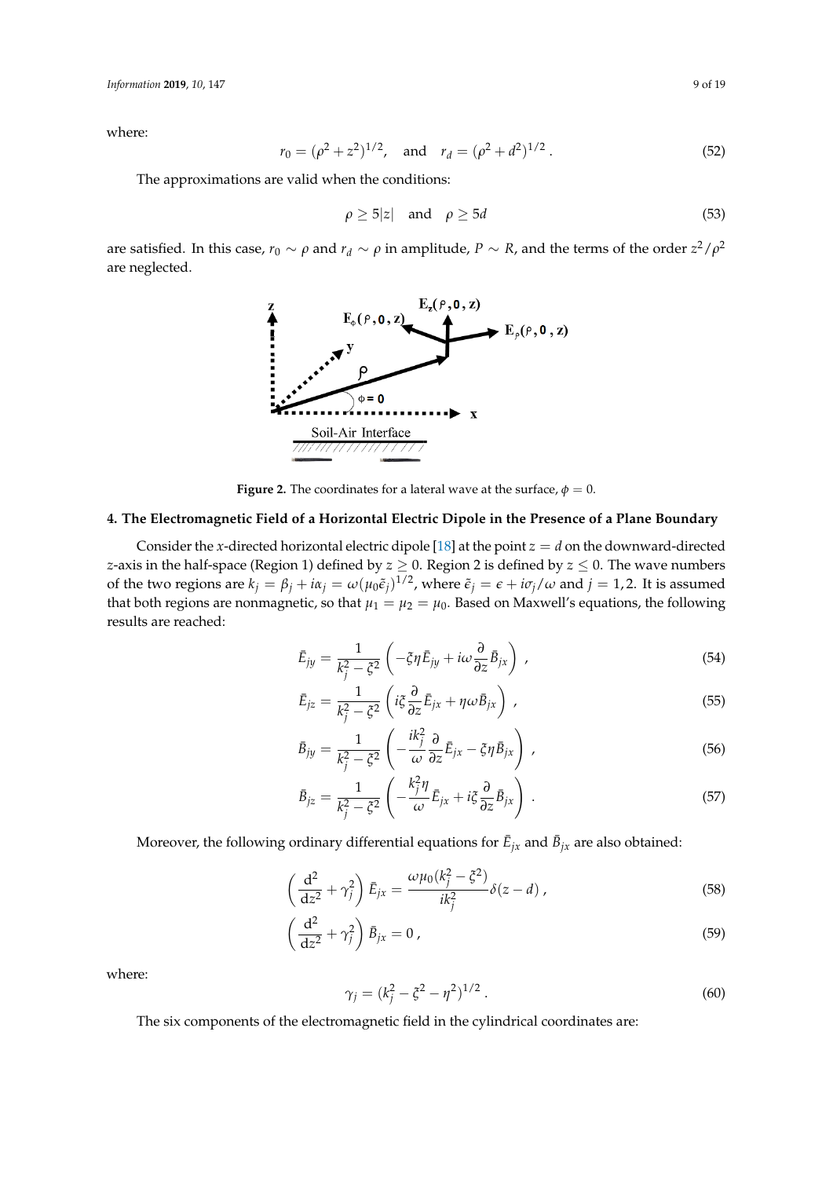where:

$$r_0 = (\rho^2 + z^2)^{1/2}, \quad \text{and} \quad r_d = (\rho^2 + d^2)^{1/2}. \tag{52}$$

The approximations are valid when the conditions:

$$\rho \geq 5|z| \quad \text{and} \quad \rho \geq 5d \tag{53}$$

are satisfied. In this case, $r_0 \sim \rho$ and $r_d \sim \rho$ in amplitude, $P \sim R$, and the terms of the order $z^2/\rho^2$ are neglected.

**Figure 2.** The coordinates for a lateral wave at the surface, $\phi = 0$.

## 4. The Electromagnetic Field of a Horizontal Electric Dipole in the Presence of a Plane Boundary

Consider the $x$-directed horizontal electric dipole [18] at the point $z = d$ on the downward-directed $z$-axis in the half-space (Region 1) defined by $z \geq 0$. Region 2 is defined by $z \leq 0$. The wave numbers of the two regions are $k_j = \beta_j + i\alpha_j = \omega(\mu_0\tilde{\epsilon}_j)^{1/2}$, where $\tilde{\epsilon}_j = \epsilon + i\sigma_j/\omega$ and $j = 1, 2$. It is assumed that both regions are nonmagnetic, so that $\mu_1 = \mu_2 = \mu_0$. Based on Maxwell's equations, the following results are reached:

$$\bar{E}_{jy} = \frac{1}{k_j^2 - \xi^2}\left(-\xi\eta\bar{E}_{jy} + i\omega\frac{\partial}{\partial z}\bar{B}_{jx}\right), \tag{54}$$

$$\bar{E}_{jz} = \frac{1}{k_j^2 - \xi^2}\left(i\xi\frac{\partial}{\partial z}\bar{E}_{jx} + \eta\omega\bar{B}_{jx}\right), \tag{55}$$

$$\bar{B}_{jy} = \frac{1}{k_j^2 - \xi^2}\left(-\frac{ik_j^2}{\omega}\frac{\partial}{\partial z}\bar{E}_{jx} - \xi\eta\bar{B}_{jx}\right), \tag{56}$$

$$\bar{B}_{jz} = \frac{1}{k_j^2 - \xi^2}\left(-\frac{k_j^2\eta}{\omega}\bar{E}_{jx} + i\xi\frac{\partial}{\partial z}\bar{B}_{jx}\right). \tag{57}$$

Moreover, the following ordinary differential equations for $\bar{E}_{jx}$ and $\bar{B}_{jx}$ are also obtained:

$$\left(\frac{\mathrm{d}^2}{\mathrm{d}z^2} + \gamma_j^2\right)\bar{E}_{jx} = \frac{\omega\mu_0(k_j^2 - \xi^2)}{ik_j^2}\delta(z - d), \tag{58}$$

$$\left(\frac{\mathrm{d}^2}{\mathrm{d}z^2} + \gamma_j^2\right)\bar{B}_{jx} = 0, \tag{59}$$

where:

$$\gamma_j = (k_j^2 - \xi^2 - \eta^2)^{1/2}. \tag{60}$$

The six components of the electromagnetic field in the cylindrical coordinates are: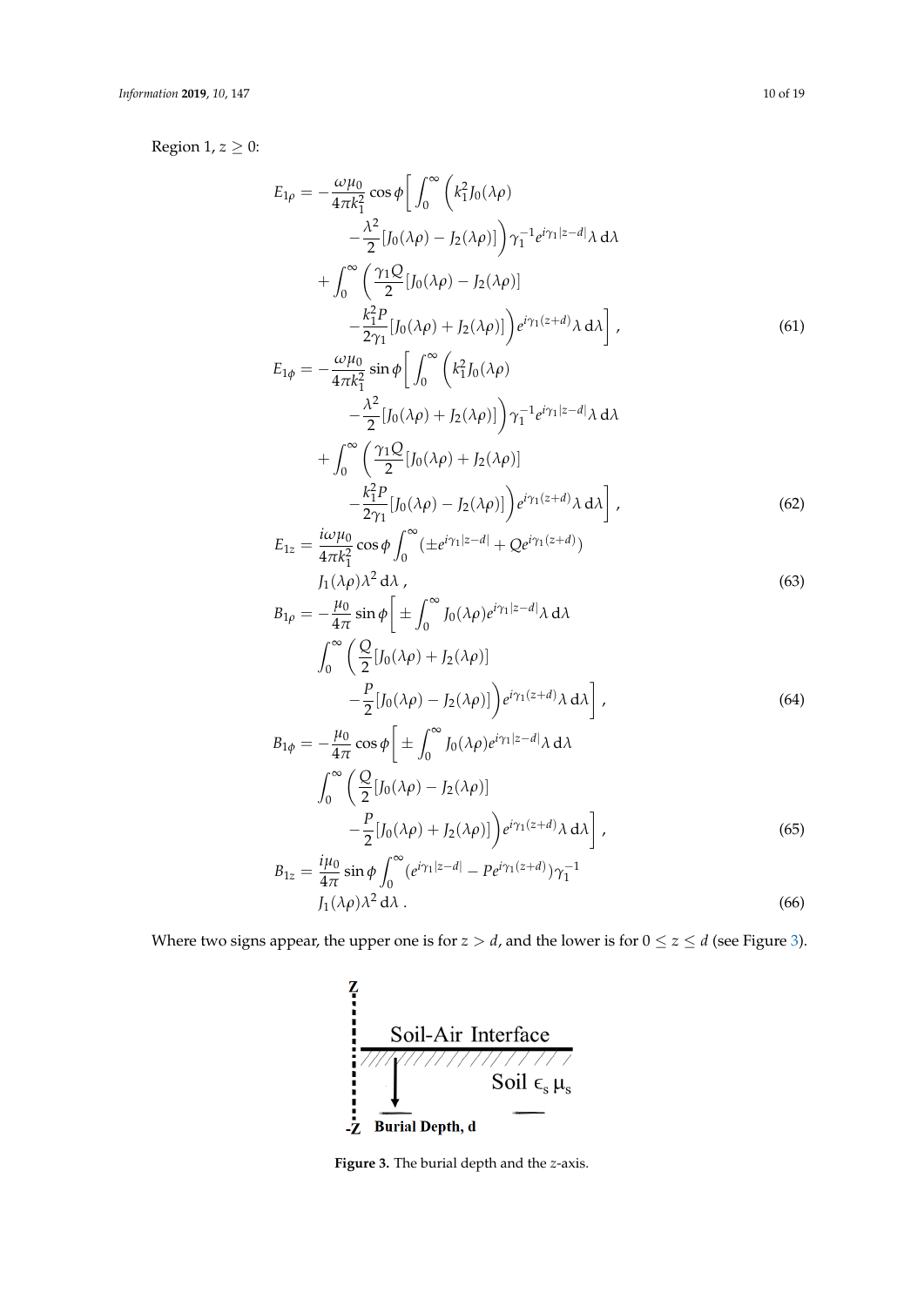Region 1, $z \geq 0$:

$$E_{1\rho} = -\frac{\omega\mu_0}{4\pi k_1^2}\cos\phi\bigg[\int_0^\infty \bigg(k_1^2 J_0(\lambda\rho) - \frac{\lambda^2}{2}[J_0(\lambda\rho) - J_2(\lambda\rho)]\bigg)\gamma_1^{-1}e^{i\gamma_1|z-d|}\lambda\,\mathrm{d}\lambda + \int_0^\infty \bigg(\frac{\gamma_1 Q}{2}[J_0(\lambda\rho) - J_2(\lambda\rho)] - \frac{k_1^2 P}{2\gamma_1}[J_0(\lambda\rho) + J_2(\lambda\rho)]\bigg)e^{i\gamma_1(z+d)}\lambda\,\mathrm{d}\lambda\bigg], \tag{61}$$

$$E_{1\phi} = -\frac{\omega\mu_0}{4\pi k_1^2}\sin\phi\bigg[\int_0^\infty \bigg(k_1^2 J_0(\lambda\rho) - \frac{\lambda^2}{2}[J_0(\lambda\rho) + J_2(\lambda\rho)]\bigg)\gamma_1^{-1}e^{i\gamma_1|z-d|}\lambda\,\mathrm{d}\lambda + \int_0^\infty \bigg(\frac{\gamma_1 Q}{2}[J_0(\lambda\rho) + J_2(\lambda\rho)] - \frac{k_1^2 P}{2\gamma_1}[J_0(\lambda\rho) - J_2(\lambda\rho)]\bigg)e^{i\gamma_1(z+d)}\lambda\,\mathrm{d}\lambda\bigg], \tag{62}$$

$$E_{1z} = \frac{i\omega\mu_0}{4\pi k_1^2}\cos\phi\int_0^\infty (\pm e^{i\gamma_1|z-d|} + Qe^{i\gamma_1(z+d)}) J_1(\lambda\rho)\lambda^2\,\mathrm{d}\lambda, \tag{63}$$

$$B_{1\rho} = -\frac{\mu_0}{4\pi}\sin\phi\bigg[\pm\int_0^\infty J_0(\lambda\rho)e^{i\gamma_1|z-d|}\lambda\,\mathrm{d}\lambda \int_0^\infty \bigg(\frac{Q}{2}[J_0(\lambda\rho) + J_2(\lambda\rho)] - \frac{P}{2}[J_0(\lambda\rho) - J_2(\lambda\rho)]\bigg)e^{i\gamma_1(z+d)}\lambda\,\mathrm{d}\lambda\bigg], \tag{64}$$

$$B_{1\phi} = -\frac{\mu_0}{4\pi}\cos\phi\bigg[\pm\int_0^\infty J_0(\lambda\rho)e^{i\gamma_1|z-d|}\lambda\,\mathrm{d}\lambda \int_0^\infty \bigg(\frac{Q}{2}[J_0(\lambda\rho) - J_2(\lambda\rho)] - \frac{P}{2}[J_0(\lambda\rho) + J_2(\lambda\rho)]\bigg)e^{i\gamma_1(z+d)}\lambda\,\mathrm{d}\lambda\bigg], \tag{65}$$

$$B_{1z} = \frac{i\mu_0}{4\pi}\sin\phi\int_0^\infty (e^{i\gamma_1|z-d|} - Pe^{i\gamma_1(z+d)})\gamma_1^{-1} J_1(\lambda\rho)\lambda^2\,\mathrm{d}\lambda. \tag{66}$$

Where two signs appear, the upper one is for $z > d$, and the lower is for $0 \leq z \leq d$ (see Figure 3).

**Figure 3.** The burial depth and the $z$-axis.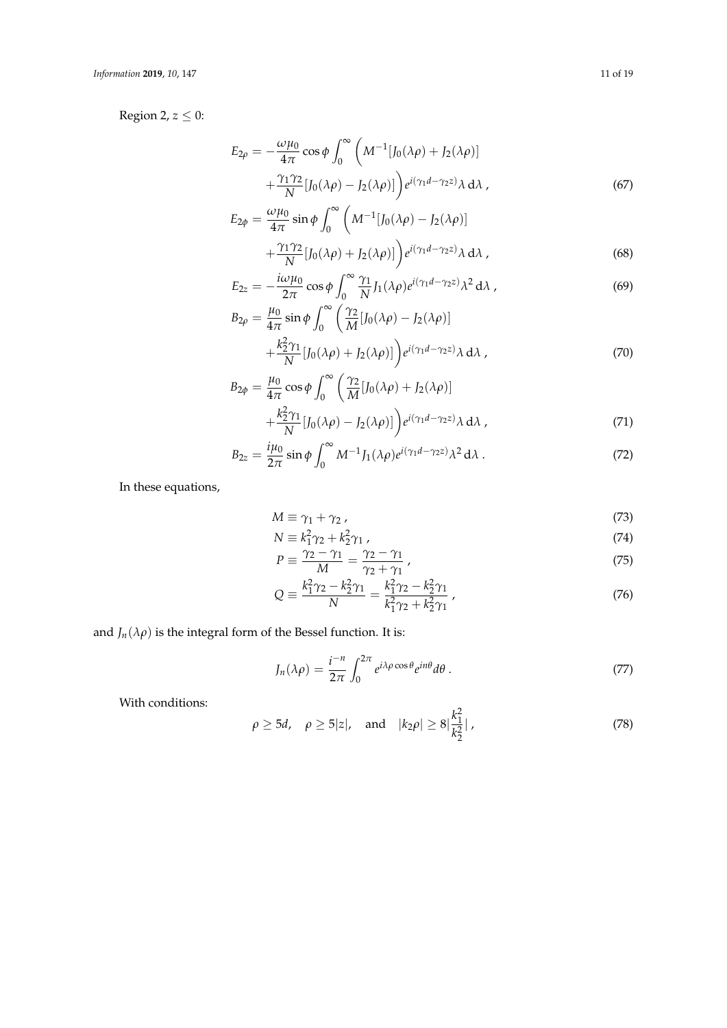Region 2, $z \leq 0$:

$$
\begin{aligned}
E_{2\rho} = -\frac{\omega\mu_0}{4\pi}\cos\phi \int_0^\infty \bigg( & M^{-1}[J_0(\lambda\rho) + J_2(\lambda\rho)] \\
& + \frac{\gamma_1\gamma_2}{N}[J_0(\lambda\rho) - J_2(\lambda\rho)]\bigg) e^{i(\gamma_1 d - \gamma_2 z)}\lambda \, \mathrm{d}\lambda \,, 
\end{aligned} \tag{67}
$$

$$
\begin{aligned}
E_{2\phi} = \frac{\omega\mu_0}{4\pi}\sin\phi \int_0^\infty \bigg( & M^{-1}[J_0(\lambda\rho) - J_2(\lambda\rho)] \\
& + \frac{\gamma_1\gamma_2}{N}[J_0(\lambda\rho) + J_2(\lambda\rho)]\bigg) e^{i(\gamma_1 d - \gamma_2 z)}\lambda \, \mathrm{d}\lambda \,, 
\end{aligned} \tag{68}
$$

$$
E_{2z} = -\frac{i\omega\mu_0}{2\pi}\cos\phi \int_0^\infty \frac{\gamma_1}{N} J_1(\lambda\rho) e^{i(\gamma_1 d - \gamma_2 z)}\lambda^2 \, \mathrm{d}\lambda \,, \tag{69}
$$

$$
\begin{aligned}
B_{2\rho} = \frac{\mu_0}{4\pi}\sin\phi \int_0^\infty \bigg( & \frac{\gamma_2}{M}[J_0(\lambda\rho) - J_2(\lambda\rho)] \\
& + \frac{k_2^2\gamma_1}{N}[J_0(\lambda\rho) + J_2(\lambda\rho)]\bigg) e^{i(\gamma_1 d - \gamma_2 z)}\lambda \, \mathrm{d}\lambda \,, 
\end{aligned} \tag{70}
$$

$$
\begin{aligned}
B_{2\phi} = \frac{\mu_0}{4\pi}\cos\phi \int_0^\infty \bigg( & \frac{\gamma_2}{M}[J_0(\lambda\rho) + J_2(\lambda\rho)] \\
& + \frac{k_2^2\gamma_1}{N}[J_0(\lambda\rho) - J_2(\lambda\rho)]\bigg) e^{i(\gamma_1 d - \gamma_2 z)}\lambda \, \mathrm{d}\lambda \,, 
\end{aligned} \tag{71}
$$

$$
B_{2z} = \frac{i\mu_0}{2\pi}\sin\phi \int_0^\infty M^{-1} J_1(\lambda\rho) e^{i(\gamma_1 d - \gamma_2 z)}\lambda^2 \, \mathrm{d}\lambda \,. \tag{72}
$$

In these equations,

$$
M \equiv \gamma_1 + \gamma_2 \,, \tag{73}
$$

$$
N \equiv k_1^2\gamma_2 + k_2^2\gamma_1 \,, \tag{74}
$$

$$
P \equiv \frac{\gamma_2 - \gamma_1}{M} = \frac{\gamma_2 - \gamma_1}{\gamma_2 + \gamma_1} \,, \tag{75}
$$

$$
Q \equiv \frac{k_1^2\gamma_2 - k_2^2\gamma_1}{N} = \frac{k_1^2\gamma_2 - k_2^2\gamma_1}{k_1^2\gamma_2 + k_2^2\gamma_1} \,, \tag{76}
$$

and $J_n(\lambda\rho)$ is the integral form of the Bessel function. It is:

$$
J_n(\lambda\rho) = \frac{i^{-n}}{2\pi}\int_0^{2\pi} e^{i\lambda\rho\cos\theta} e^{in\theta} d\theta \,. \tag{77}
$$

With conditions:

$$
\rho \geq 5d, \quad \rho \geq 5|z|, \quad \text{and} \quad |k_2\rho| \geq 8\left|\frac{k_1^2}{k_2^2}\right| \,, \tag{78}
$$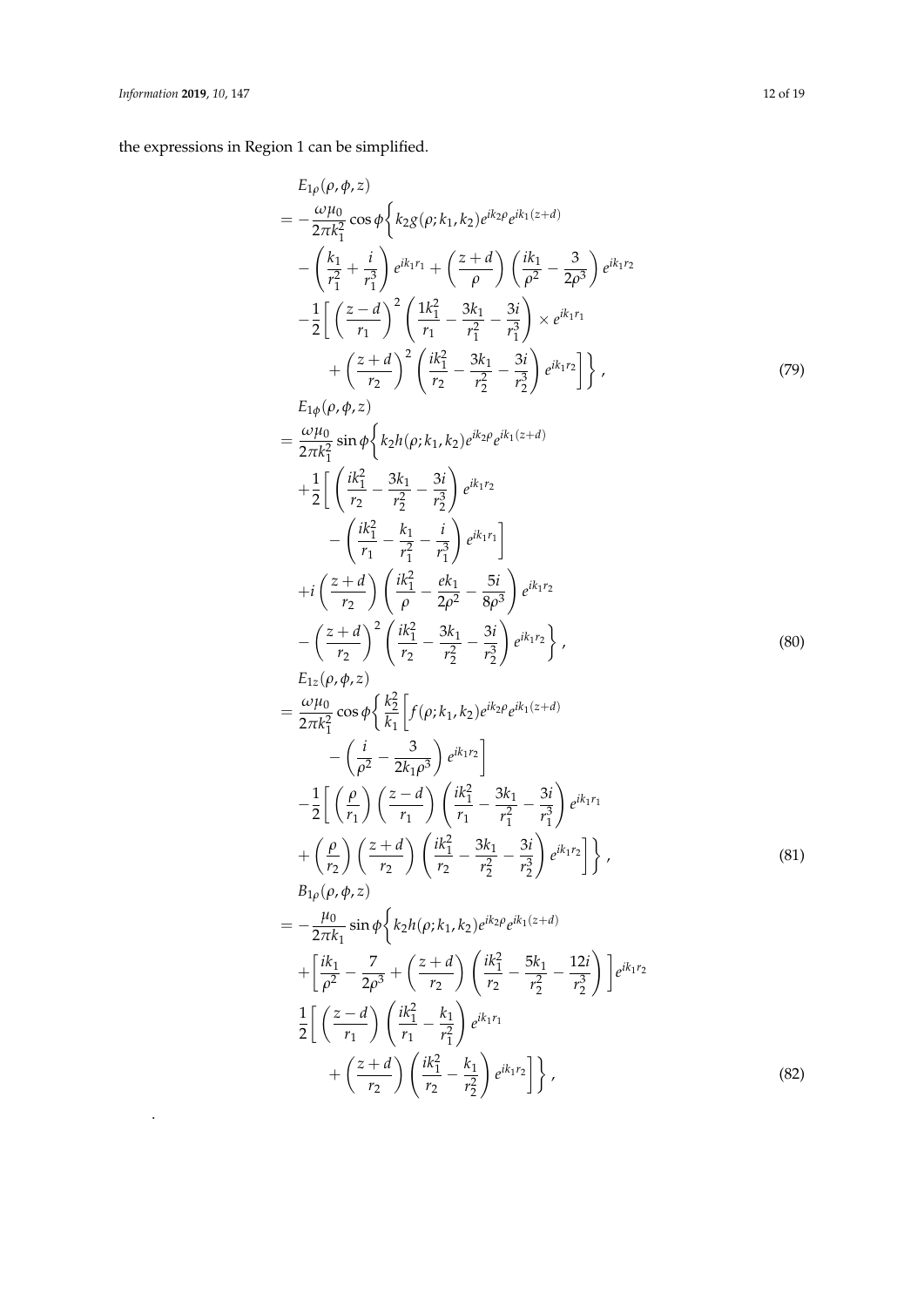the expressions in Region 1 can be simplified.

$$
\begin{aligned}
&E_{1\rho}(\rho,\phi,z) \\
&= -\frac{\omega\mu_0}{2\pi k_1^2}\cos\phi\bigg\{k_2 g(\rho;k_1,k_2)e^{ik_2\rho}e^{ik_1(z+d)} \\
&\quad -\left(\frac{k_1}{r_1^2}+\frac{i}{r_1^3}\right)e^{ik_1r_1}+\left(\frac{z+d}{\rho}\right)\left(\frac{ik_1}{\rho^2}-\frac{3}{2\rho^3}\right)e^{ik_1r_2} \\
&\quad -\frac{1}{2}\bigg[\left(\frac{z-d}{r_1}\right)^2\left(\frac{1k_1^2}{r_1}-\frac{3k_1}{r_1^2}-\frac{3i}{r_1^3}\right)\times e^{ik_1r_1} \\
&\qquad +\left(\frac{z+d}{r_2}\right)^2\left(\frac{ik_1^2}{r_2}-\frac{3k_1}{r_2^2}-\frac{3i}{r_2^3}\right)e^{ik_1r_2}\bigg]\bigg\}\,,
\end{aligned} \tag{79}
$$

$$
\begin{aligned}
&E_{1\phi}(\rho,\phi,z) \\
&= \frac{\omega\mu_0}{2\pi k_1^2}\sin\phi\bigg\{k_2 h(\rho;k_1,k_2)e^{ik_2\rho}e^{ik_1(z+d)} \\
&\quad +\frac{1}{2}\bigg[\left(\frac{ik_1^2}{r_2}-\frac{3k_1}{r_2^2}-\frac{3i}{r_2^3}\right)e^{ik_1r_2} \\
&\qquad -\left(\frac{ik_1^2}{r_1}-\frac{k_1}{r_1^2}-\frac{i}{r_1^3}\right)e^{ik_1r_1}\bigg] \\
&\quad +i\left(\frac{z+d}{r_2}\right)\left(\frac{ik_1^2}{\rho}-\frac{ek_1}{2\rho^2}-\frac{5i}{8\rho^3}\right)e^{ik_1r_2} \\
&\quad -\left(\frac{z+d}{r_2}\right)^2\left(\frac{ik_1^2}{r_2}-\frac{3k_1}{r_2^2}-\frac{3i}{r_2^3}\right)e^{ik_1r_2}\bigg\}\,,
\end{aligned} \tag{80}
$$

$$
\begin{aligned}
&E_{1z}(\rho,\phi,z) \\
&= \frac{\omega\mu_0}{2\pi k_1^2}\cos\phi\bigg\{\frac{k_2^2}{k_1}\bigg[f(\rho;k_1,k_2)e^{ik_2\rho}e^{ik_1(z+d)} \\
&\qquad -\left(\frac{i}{\rho^2}-\frac{3}{2k_1\rho^3}\right)e^{ik_1r_2}\bigg] \\
&\quad -\frac{1}{2}\bigg[\left(\frac{\rho}{r_1}\right)\left(\frac{z-d}{r_1}\right)\left(\frac{ik_1^2}{r_1}-\frac{3k_1}{r_1^2}-\frac{3i}{r_1^3}\right)e^{ik_1r_1} \\
&\quad +\left(\frac{\rho}{r_2}\right)\left(\frac{z+d}{r_2}\right)\left(\frac{ik_1^2}{r_2}-\frac{3k_1}{r_2^2}-\frac{3i}{r_2^3}\right)e^{ik_1r_2}\bigg]\bigg\}\,,
\end{aligned} \tag{81}
$$

$$
\begin{aligned}
&B_{1\rho}(\rho,\phi,z) \\
&= -\frac{\mu_0}{2\pi k_1}\sin\phi\bigg\{k_2 h(\rho;k_1,k_2)e^{ik_2\rho}e^{ik_1(z+d)} \\
&\quad +\bigg[\frac{ik_1}{\rho^2}-\frac{7}{2\rho^3}+\left(\frac{z+d}{r_2}\right)\left(\frac{ik_1^2}{r_2}-\frac{5k_1}{r_2^2}-\frac{12i}{r_2^3}\right)\bigg]e^{ik_1r_2} \\
&\quad \frac{1}{2}\bigg[\left(\frac{z-d}{r_1}\right)\left(\frac{ik_1^2}{r_1}-\frac{k_1}{r_1^2}\right)e^{ik_1r_1} \\
&\qquad +\left(\frac{z+d}{r_2}\right)\left(\frac{ik_1^2}{r_2}-\frac{k_1}{r_2^2}\right)e^{ik_1r_2}\bigg]\bigg\}\,,
\end{aligned} \tag{82}
$$

.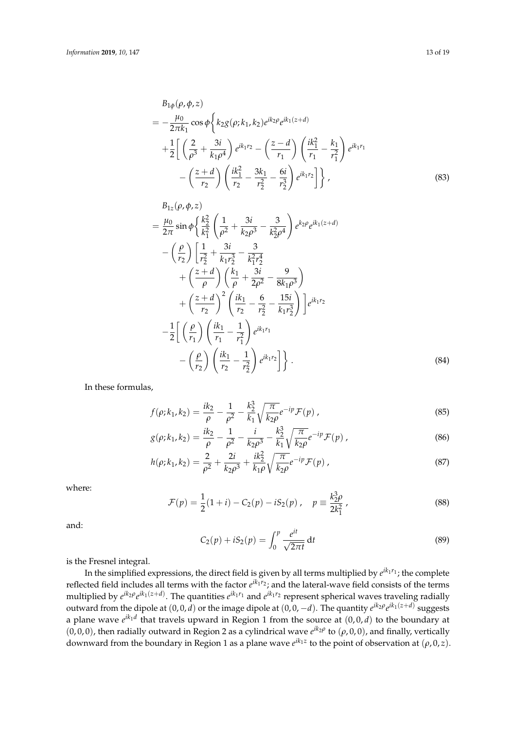$$
\begin{aligned}
&B_{1\phi}(\rho,\phi,z) \\
&= -\frac{\mu_0}{2\pi k_1}\cos\phi\bigg\{ k_2 g(\rho;k_1,k_2)e^{ik_2\rho}e^{ik_1(z+d)} \\
&\quad +\frac{1}{2}\bigg[ \left(\frac{2}{\rho^3}+\frac{3i}{k_1\rho^4}\right)e^{ik_1r_2} - \left(\frac{z-d}{r_1}\right)\left(\frac{ik_1^2}{r_1}-\frac{k_1}{r_1^2}\right)e^{ik_1r_1} \\
&\qquad - \left(\frac{z+d}{r_2}\right)\left(\frac{ik_1^2}{r_2}-\frac{3k_1}{r_2^2}-\frac{6i}{r_2^3}\right)e^{ik_1r_2}\bigg]\bigg\}\,,
\end{aligned}
\tag{83}
$$

$$
\begin{aligned}
&B_{1z}(\rho,\phi,z) \\
&= \frac{\mu_0}{2\pi}\sin\phi\bigg\{ \frac{k_2^2}{k_1^2}\left(\frac{1}{\rho^2}+\frac{3i}{k_2\rho^3}-\frac{3}{k_2^2\rho^4}\right)e^{k_2\rho}e^{ik_1(z+d)} \\
&\quad -\left(\frac{\rho}{r_2}\right)\bigg[\frac{1}{r_2^2}+\frac{3i}{k_1r_2^3}-\frac{3}{k_1^2r_2^4} \\
&\qquad +\left(\frac{z+d}{\rho}\right)\left(\frac{k_1}{\rho}+\frac{3i}{2\rho^2}-\frac{9}{8k_1\rho^3}\right) \\
&\qquad +\left(\frac{z+d}{r_2}\right)^2\left(\frac{ik_1}{r_2}-\frac{6}{r_2^2}-\frac{15i}{k_1r_2^3}\right)\bigg]e^{ik_1r_2} \\
&\quad -\frac{1}{2}\bigg[\left(\frac{\rho}{r_1}\right)\left(\frac{ik_1}{r_1}-\frac{1}{r_1^2}\right)e^{ik_1r_1} \\
&\qquad -\left(\frac{\rho}{r_2}\right)\left(\frac{ik_1}{r_2}-\frac{1}{r_2^2}\right)e^{ik_1r_2}\bigg]\bigg\}\,.
\end{aligned}
\tag{84}
$$

In these formulas,

$$
f(\rho;k_1,k_2) = \frac{ik_2}{\rho} - \frac{1}{\rho^2} - \frac{k_2^3}{k_1}\sqrt{\frac{\pi}{k_2\rho}}e^{-ip}\mathcal{F}(p)\,, \tag{85}
$$

$$
g(\rho;k_1,k_2) = \frac{ik_2}{\rho} - \frac{1}{\rho^2} - \frac{i}{k_2\rho^3} - \frac{k_2^3}{k_1}\sqrt{\frac{\pi}{k_2\rho}}e^{-ip}\mathcal{F}(p)\,, \tag{86}
$$

$$
h(\rho;k_1,k_2) = \frac{2}{\rho^2} + \frac{2i}{k_2\rho^3} + \frac{ik_2^2}{k_1\rho}\sqrt{\frac{\pi}{k_2\rho}}e^{-ip}\mathcal{F}(p)\,, \tag{87}
$$

where:

$$
\mathcal{F}(p) = \frac{1}{2}(1+i) - C_2(p) - iS_2(p)\,, \quad p \equiv \frac{k_2^3\rho}{2k_1^2}\,, \tag{88}
$$

and:

$$
C_2(p) + iS_2(p) = \int_0^p \frac{e^{it}}{\sqrt{2\pi t}}\,\mathrm{d}t \tag{89}
$$

is the Fresnel integral.

In the simplified expressions, the direct field is given by all terms multiplied by $e^{ik_1r_1}$; the complete reflected field includes all terms with the factor $e^{ik_1r_2}$; and the lateral-wave field consists of the terms multiplied by $e^{ik_2\rho}e^{ik_1(z+d)}$. The quantities $e^{ik_1r_1}$ and $e^{ik_1r_2}$ represent spherical waves traveling radially outward from the dipole at $(0,0,d)$ or the image dipole at $(0,0,-d)$. The quantity $e^{ik_2\rho}e^{ik_1(z+d)}$ suggests a plane wave $e^{ik_1d}$ that travels upward in Region 1 from the source at $(0,0,d)$ to the boundary at $(0,0,0)$, then radially outward in Region 2 as a cylindrical wave $e^{ik_2\rho}$ to $(\rho,0,0)$, and finally, vertically downward from the boundary in Region 1 as a plane wave $e^{ik_1z}$ to the point of observation at $(\rho,0,z)$.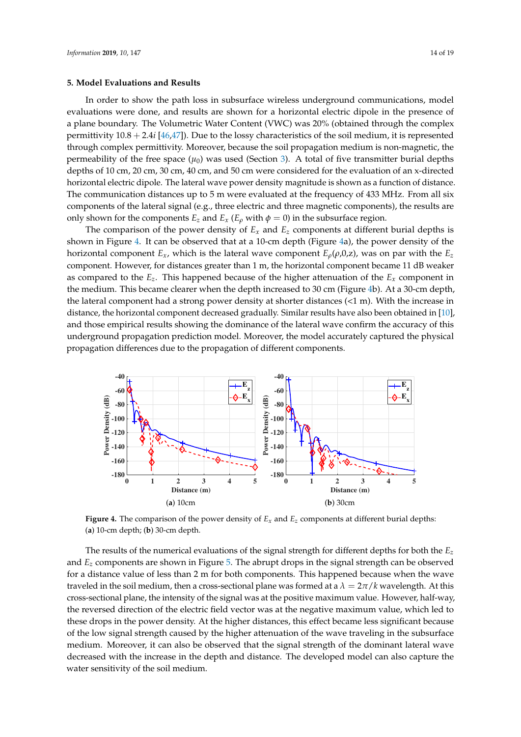## 5. Model Evaluations and Results

In order to show the path loss in subsurface wireless underground communications, model evaluations were done, and results are shown for a horizontal electric dipole in the presence of a plane boundary. The Volumetric Water Content (VWC) was 20% (obtained through the complex permittivity $10.8 + 2.4i$ [46,47]). Due to the lossy characteristics of the soil medium, it is represented through complex permittivity. Moreover, because the soil propagation medium is non-magnetic, the permeability of the free space ($\mu_0$) was used (Section 3). A total of five transmitter burial depths depths of 10 cm, 20 cm, 30 cm, 40 cm, and 50 cm were considered for the evaluation of an x-directed horizontal electric dipole. The lateral wave power density magnitude is shown as a function of distance. The communication distances up to 5 m were evaluated at the frequency of 433 MHz. From all six components of the lateral signal (e.g., three electric and three magnetic components), the results are only shown for the components $E_z$ and $E_x$ ($E_\rho$ with $\phi = 0$) in the subsurface region.

The comparison of the power density of $E_x$ and $E_z$ components at different burial depths is shown in Figure 4. It can be observed that at a 10-cm depth (Figure 4a), the power density of the horizontal component $E_x$, which is the lateral wave component $E_\rho(\rho,0,z)$, was on par with the $E_z$ component. However, for distances greater than 1 m, the horizontal component became 11 dB weaker as compared to the $E_z$. This happened because of the higher attenuation of the $E_x$ component in the medium. This became clearer when the depth increased to 30 cm (Figure 4b). At a 30-cm depth, the lateral component had a strong power density at shorter distances (<1 m). With the increase in distance, the horizontal component decreased gradually. Similar results have also been obtained in [10], and those empirical results showing the dominance of the lateral wave confirm the accuracy of this underground propagation prediction model. Moreover, the model accurately captured the physical propagation differences due to the propagation of different components.

**Figure 4.** The comparison of the power density of $E_x$ and $E_z$ components at different burial depths: (**a**) 10-cm depth; (**b**) 30-cm depth.

The results of the numerical evaluations of the signal strength for different depths for both the $E_z$ and $E_z$ components are shown in Figure 5. The abrupt drops in the signal strength can be observed for a distance value of less than 2 m for both components. This happened because when the wave traveled in the soil medium, then a cross-sectional plane was formed at a $\lambda = 2\pi/k$ wavelength. At this cross-sectional plane, the intensity of the signal was at the positive maximum value. However, half-way, the reversed direction of the electric field vector was at the negative maximum value, which led to these drops in the power density. At the higher distances, this effect became less significant because of the low signal strength caused by the higher attenuation of the wave traveling in the subsurface medium. Moreover, it can also be observed that the signal strength of the dominant lateral wave decreased with the increase in the depth and distance. The developed model can also capture the water sensitivity of the soil medium.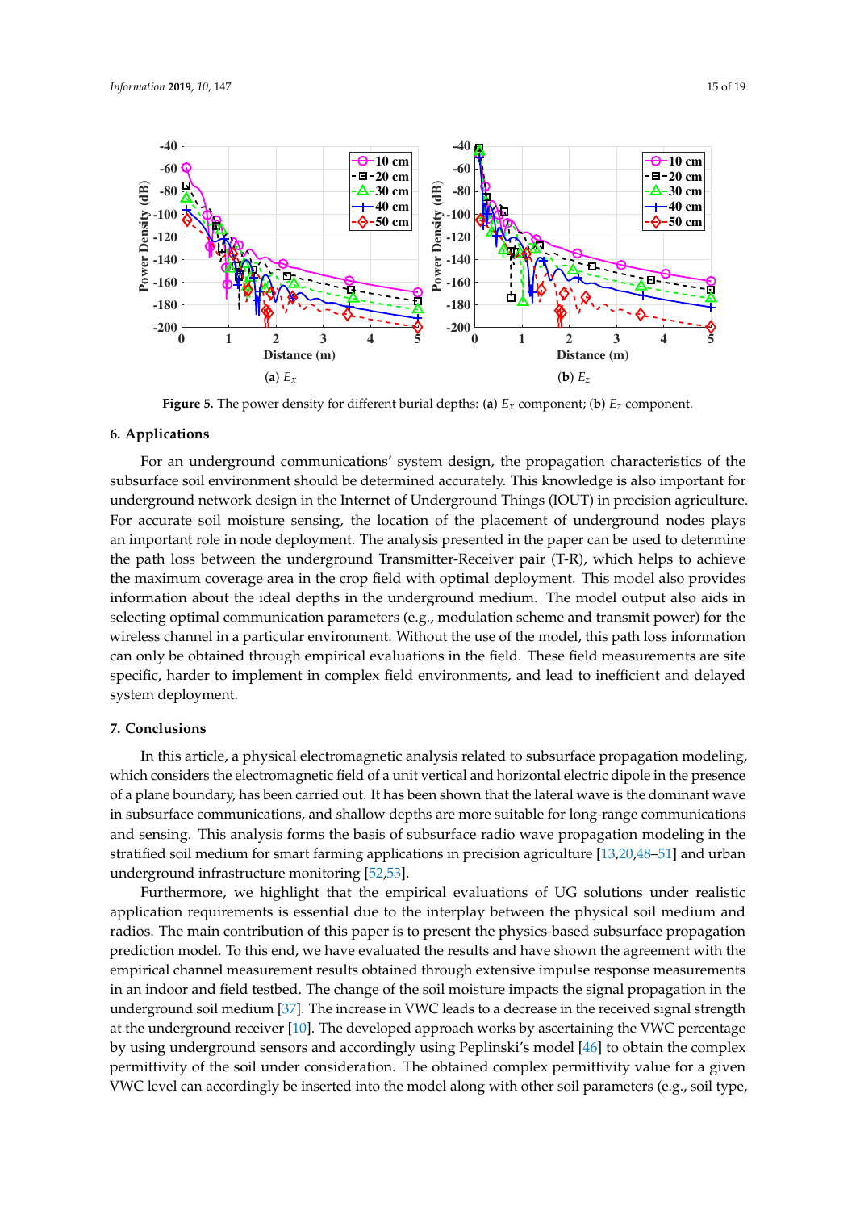**Figure 5.** The power density for different burial depths: (**a**) $E_x$ component; (**b**) $E_z$ component.

## 6. Applications

For an underground communications' system design, the propagation characteristics of the subsurface soil environment should be determined accurately. This knowledge is also important for underground network design in the Internet of Underground Things (IOUT) in precision agriculture. For accurate soil moisture sensing, the location of the placement of underground nodes plays an important role in node deployment. The analysis presented in the paper can be used to determine the path loss between the underground Transmitter-Receiver pair (T-R), which helps to achieve the maximum coverage area in the crop field with optimal deployment. This model also provides information about the ideal depths in the underground medium. The model output also aids in selecting optimal communication parameters (e.g., modulation scheme and transmit power) for the wireless channel in a particular environment. Without the use of the model, this path loss information can only be obtained through empirical evaluations in the field. These field measurements are site specific, harder to implement in complex field environments, and lead to inefficient and delayed system deployment.

## 7. Conclusions

In this article, a physical electromagnetic analysis related to subsurface propagation modeling, which considers the electromagnetic field of a unit vertical and horizontal electric dipole in the presence of a plane boundary, has been carried out. It has been shown that the lateral wave is the dominant wave in subsurface communications, and shallow depths are more suitable for long-range communications and sensing. This analysis forms the basis of subsurface radio wave propagation modeling in the stratified soil medium for smart farming applications in precision agriculture [13,20,48–51] and urban underground infrastructure monitoring [52,53].

Furthermore, we highlight that the empirical evaluations of UG solutions under realistic application requirements is essential due to the interplay between the physical soil medium and radios. The main contribution of this paper is to present the physics-based subsurface propagation prediction model. To this end, we have evaluated the results and have shown the agreement with the empirical channel measurement results obtained through extensive impulse response measurements in an indoor and field testbed. The change of the soil moisture impacts the signal propagation in the underground soil medium [37]. The increase in VWC leads to a decrease in the received signal strength at the underground receiver [10]. The developed approach works by ascertaining the VWC percentage by using underground sensors and accordingly using Peplinski's model [46] to obtain the complex permittivity of the soil under consideration. The obtained complex permittivity value for a given VWC level can accordingly be inserted into the model along with other soil parameters (e.g., soil type,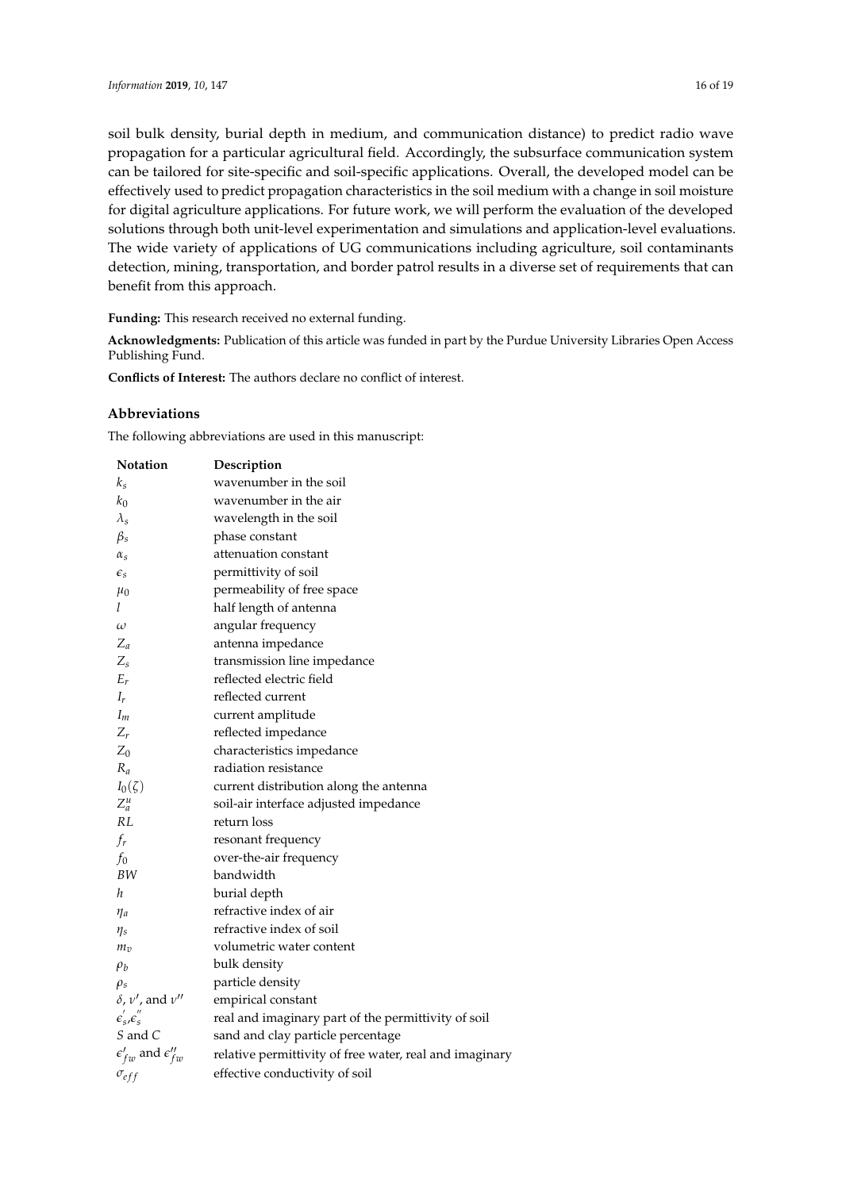soil bulk density, burial depth in medium, and communication distance) to predict radio wave propagation for a particular agricultural field. Accordingly, the subsurface communication system can be tailored for site-specific and soil-specific applications. Overall, the developed model can be effectively used to predict propagation characteristics in the soil medium with a change in soil moisture for digital agriculture applications. For future work, we will perform the evaluation of the developed solutions through both unit-level experimentation and simulations and application-level evaluations. The wide variety of applications of UG communications including agriculture, soil contaminants detection, mining, transportation, and border patrol results in a diverse set of requirements that can benefit from this approach.

**Funding:** This research received no external funding.

**Acknowledgments:** Publication of this article was funded in part by the Purdue University Libraries Open Access Publishing Fund.

**Conflicts of Interest:** The authors declare no conflict of interest.

## Abbreviations

The following abbreviations are used in this manuscript:

| Notation | Description |
|---|---|
| $k_s$ | wavenumber in the soil |
| $k_0$ | wavenumber in the air |
| $\lambda_s$ | wavelength in the soil |
| $\beta_s$ | phase constant |
| $\alpha_s$ | attenuation constant |
| $\epsilon_s$ | permittivity of soil |
| $\mu_0$ | permeability of free space |
| $l$ | half length of antenna |
| $\omega$ | angular frequency |
| $Z_a$ | antenna impedance |
| $Z_s$ | transmission line impedance |
| $E_r$ | reflected electric field |
| $I_r$ | reflected current |
| $I_m$ | current amplitude |
| $Z_r$ | reflected impedance |
| $Z_0$ | characteristics impedance |
| $R_a$ | radiation resistance |
| $I_0(\zeta)$ | current distribution along the antenna |
| $Z_a^u$ | soil-air interface adjusted impedance |
| $RL$ | return loss |
| $f_r$ | resonant frequency |
| $f_0$ | over-the-air frequency |
| $BW$ | bandwidth |
| $h$ | burial depth |
| $\eta_a$ | refractive index of air |
| $\eta_s$ | refractive index of soil |
| $m_v$ | volumetric water content |
| $\rho_b$ | bulk density |
| $\rho_s$ | particle density |
| $\delta$, $\nu'$, and $\nu''$ | empirical constant |
| $\epsilon_s'$,$\epsilon_s''$ | real and imaginary part of the permittivity of soil |
| $S$ and $C$ | sand and clay particle percentage |
| $\epsilon_{fw}'$ and $\epsilon_{fw}''$ | relative permittivity of free water, real and imaginary |
| $\sigma_{eff}$ | effective conductivity of soil |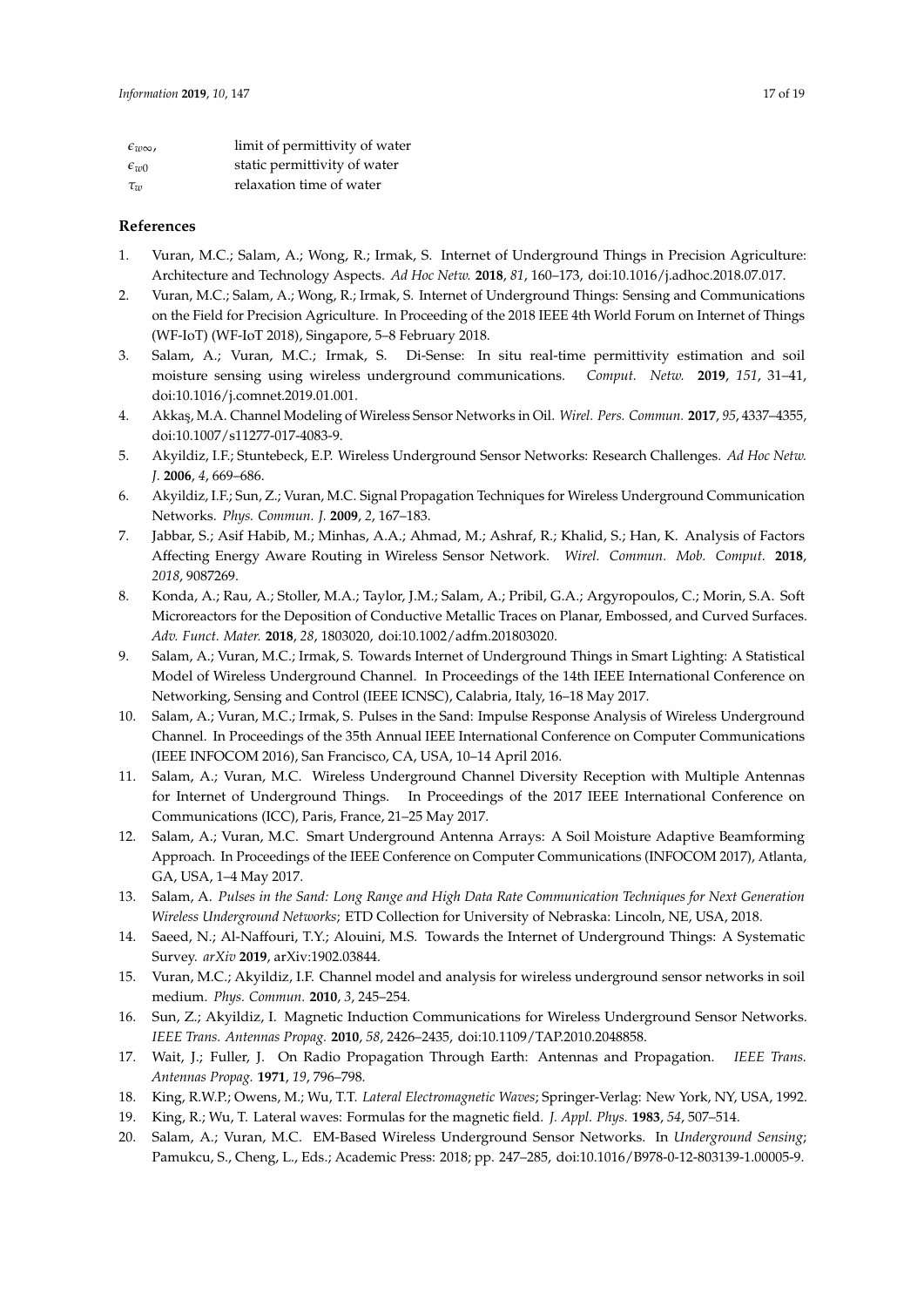| | |
|---|---|
| $\epsilon_{w\infty}$, | limit of permittivity of water |
| $\epsilon_{w0}$ | static permittivity of water |
| $\tau_w$ | relaxation time of water |

## References

1. Vuran, M.C.; Salam, A.; Wong, R.; Irmak, S. Internet of Underground Things in Precision Agriculture: Architecture and Technology Aspects. *Ad Hoc Netw.* **2018**, *81*, 160–173, doi:10.1016/j.adhoc.2018.07.017.
2. Vuran, M.C.; Salam, A.; Wong, R.; Irmak, S. Internet of Underground Things: Sensing and Communications on the Field for Precision Agriculture. In Proceeding of the 2018 IEEE 4th World Forum on Internet of Things (WF-IoT) (WF-IoT 2018), Singapore, 5–8 February 2018.
3. Salam, A.; Vuran, M.C.; Irmak, S. Di-Sense: In situ real-time permittivity estimation and soil moisture sensing using wireless underground communications. *Comput. Netw.* **2019**, *151*, 31–41, doi:10.1016/j.comnet.2019.01.001.
4. Akkaş, M.A. Channel Modeling of Wireless Sensor Networks in Oil. *Wirel. Pers. Commun.* **2017**, *95*, 4337–4355, doi:10.1007/s11277-017-4083-9.
5. Akyildiz, I.F.; Stuntebeck, E.P. Wireless Underground Sensor Networks: Research Challenges. *Ad Hoc Netw. J.* **2006**, *4*, 669–686.
6. Akyildiz, I.F.; Sun, Z.; Vuran, M.C. Signal Propagation Techniques for Wireless Underground Communication Networks. *Phys. Commun. J.* **2009**, *2*, 167–183.
7. Jabbar, S.; Asif Habib, M.; Minhas, A.A.; Ahmad, M.; Ashraf, R.; Khalid, S.; Han, K. Analysis of Factors Affecting Energy Aware Routing in Wireless Sensor Network. *Wirel. Commun. Mob. Comput.* **2018**, *2018*, 9087269.
8. Konda, A.; Rau, A.; Stoller, M.A.; Taylor, J.M.; Salam, A.; Pribil, G.A.; Argyropoulos, C.; Morin, S.A. Soft Microreactors for the Deposition of Conductive Metallic Traces on Planar, Embossed, and Curved Surfaces. *Adv. Funct. Mater.* **2018**, *28*, 1803020, doi:10.1002/adfm.201803020.
9. Salam, A.; Vuran, M.C.; Irmak, S. Towards Internet of Underground Things in Smart Lighting: A Statistical Model of Wireless Underground Channel. In Proceedings of the 14th IEEE International Conference on Networking, Sensing and Control (IEEE ICNSC), Calabria, Italy, 16–18 May 2017.
10. Salam, A.; Vuran, M.C.; Irmak, S. Pulses in the Sand: Impulse Response Analysis of Wireless Underground Channel. In Proceedings of the 35th Annual IEEE International Conference on Computer Communications (IEEE INFOCOM 2016), San Francisco, CA, USA, 10–14 April 2016.
11. Salam, A.; Vuran, M.C. Wireless Underground Channel Diversity Reception with Multiple Antennas for Internet of Underground Things. In Proceedings of the 2017 IEEE International Conference on Communications (ICC), Paris, France, 21–25 May 2017.
12. Salam, A.; Vuran, M.C. Smart Underground Antenna Arrays: A Soil Moisture Adaptive Beamforming Approach. In Proceedings of the IEEE Conference on Computer Communications (INFOCOM 2017), Atlanta, GA, USA, 1–4 May 2017.
13. Salam, A. *Pulses in the Sand: Long Range and High Data Rate Communication Techniques for Next Generation Wireless Underground Networks*; ETD Collection for University of Nebraska: Lincoln, NE, USA, 2018.
14. Saeed, N.; Al-Naffouri, T.Y.; Alouini, M.S. Towards the Internet of Underground Things: A Systematic Survey. *arXiv* **2019**, arXiv:1902.03844.
15. Vuran, M.C.; Akyildiz, I.F. Channel model and analysis for wireless underground sensor networks in soil medium. *Phys. Commun.* **2010**, *3*, 245–254.
16. Sun, Z.; Akyildiz, I. Magnetic Induction Communications for Wireless Underground Sensor Networks. *IEEE Trans. Antennas Propag.* **2010**, *58*, 2426–2435, doi:10.1109/TAP.2010.2048858.
17. Wait, J.; Fuller, J. On Radio Propagation Through Earth: Antennas and Propagation. *IEEE Trans. Antennas Propag.* **1971**, *19*, 796–798.
18. King, R.W.P.; Owens, M.; Wu, T.T. *Lateral Electromagnetic Waves*; Springer-Verlag: New York, NY, USA, 1992.
19. King, R.; Wu, T. Lateral waves: Formulas for the magnetic field. *J. Appl. Phys.* **1983**, *54*, 507–514.
20. Salam, A.; Vuran, M.C. EM-Based Wireless Underground Sensor Networks. In *Underground Sensing*; Pamukcu, S., Cheng, L., Eds.; Academic Press: 2018; pp. 247–285, doi:10.1016/B978-0-12-803139-1.00005-9.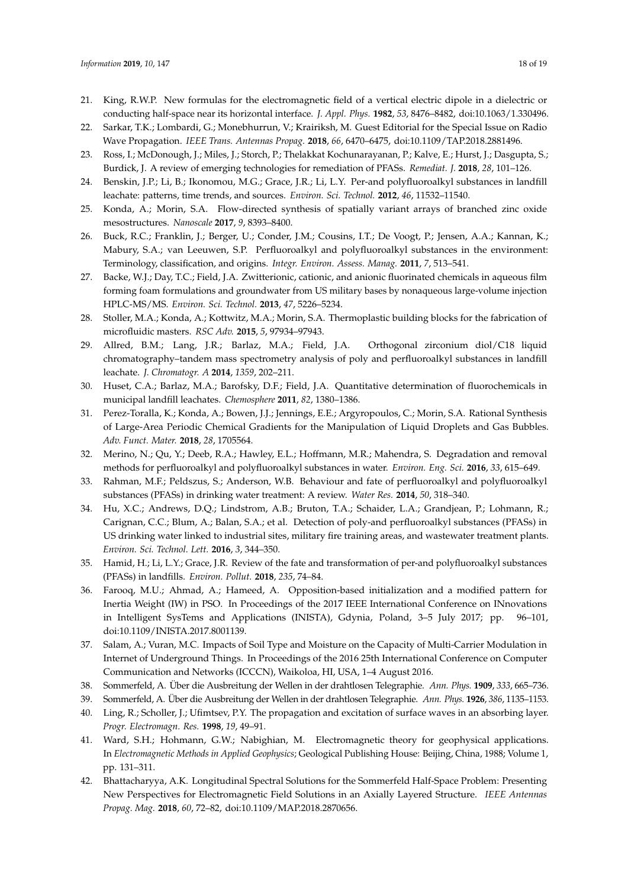21. King, R.W.P. New formulas for the electromagnetic field of a vertical electric dipole in a dielectric or conducting half-space near its horizontal interface. *J. Appl. Phys.* **1982**, *53*, 8476–8482, doi:10.1063/1.330496.
22. Sarkar, T.K.; Lombardi, G.; Monebhurrun, V.; Krairiksh, M. Guest Editorial for the Special Issue on Radio Wave Propagation. *IEEE Trans. Antennas Propag.* **2018**, *66*, 6470–6475, doi:10.1109/TAP.2018.2881496.
23. Ross, I.; McDonough, J.; Miles, J.; Storch, P.; Thelakkat Kochunarayanan, P.; Kalve, E.; Hurst, J.; Dasgupta, S.; Burdick, J. A review of emerging technologies for remediation of PFASs. *Remediat. J.* **2018**, *28*, 101–126.
24. Benskin, J.P.; Li, B.; Ikonomou, M.G.; Grace, J.R.; Li, L.Y. Per-and polyfluoroalkyl substances in landfill leachate: patterns, time trends, and sources. *Environ. Sci. Technol.* **2012**, *46*, 11532–11540.
25. Konda, A.; Morin, S.A. Flow-directed synthesis of spatially variant arrays of branched zinc oxide mesostructures. *Nanoscale* **2017**, *9*, 8393–8400.
26. Buck, R.C.; Franklin, J.; Berger, U.; Conder, J.M.; Cousins, I.T.; De Voogt, P.; Jensen, A.A.; Kannan, K.; Mabury, S.A.; van Leeuwen, S.P. Perfluoroalkyl and polyfluoroalkyl substances in the environment: Terminology, classification, and origins. *Integr. Environ. Assess. Manag.* **2011**, *7*, 513–541.
27. Backe, W.J.; Day, T.C.; Field, J.A. Zwitterionic, cationic, and anionic fluorinated chemicals in aqueous film forming foam formulations and groundwater from US military bases by nonaqueous large-volume injection HPLC-MS/MS. *Environ. Sci. Technol.* **2013**, *47*, 5226–5234.
28. Stoller, M.A.; Konda, A.; Kottwitz, M.A.; Morin, S.A. Thermoplastic building blocks for the fabrication of microfluidic masters. *RSC Adv.* **2015**, *5*, 97934–97943.
29. Allred, B.M.; Lang, J.R.; Barlaz, M.A.; Field, J.A. Orthogonal zirconium diol/C18 liquid chromatography–tandem mass spectrometry analysis of poly and perfluoroalkyl substances in landfill leachate. *J. Chromatogr. A* **2014**, *1359*, 202–211.
30. Huset, C.A.; Barlaz, M.A.; Barofsky, D.F.; Field, J.A. Quantitative determination of fluorochemicals in municipal landfill leachates. *Chemosphere* **2011**, *82*, 1380–1386.
31. Perez-Toralla, K.; Konda, A.; Bowen, J.J.; Jennings, E.E.; Argyropoulos, C.; Morin, S.A. Rational Synthesis of Large-Area Periodic Chemical Gradients for the Manipulation of Liquid Droplets and Gas Bubbles. *Adv. Funct. Mater.* **2018**, *28*, 1705564.
32. Merino, N.; Qu, Y.; Deeb, R.A.; Hawley, E.L.; Hoffmann, M.R.; Mahendra, S. Degradation and removal methods for perfluoroalkyl and polyfluoroalkyl substances in water. *Environ. Eng. Sci.* **2016**, *33*, 615–649.
33. Rahman, M.F.; Peldszus, S.; Anderson, W.B. Behaviour and fate of perfluoroalkyl and polyfluoroalkyl substances (PFASs) in drinking water treatment: A review. *Water Res.* **2014**, *50*, 318–340.
34. Hu, X.C.; Andrews, D.Q.; Lindstrom, A.B.; Bruton, T.A.; Schaider, L.A.; Grandjean, P.; Lohmann, R.; Carignan, C.C.; Blum, A.; Balan, S.A.; et al. Detection of poly-and perfluoroalkyl substances (PFASs) in US drinking water linked to industrial sites, military fire training areas, and wastewater treatment plants. *Environ. Sci. Technol. Lett.* **2016**, *3*, 344–350.
35. Hamid, H.; Li, L.Y.; Grace, J.R. Review of the fate and transformation of per-and polyfluoroalkyl substances (PFASs) in landfills. *Environ. Pollut.* **2018**, *235*, 74–84.
36. Farooq, M.U.; Ahmad, A.; Hameed, A. Opposition-based initialization and a modified pattern for Inertia Weight (IW) in PSO. In Proceedings of the 2017 IEEE International Conference on INnovations in Intelligent SysTems and Applications (INISTA), Gdynia, Poland, 3–5 July 2017; pp. 96–101, doi:10.1109/INISTA.2017.8001139.
37. Salam, A.; Vuran, M.C. Impacts of Soil Type and Moisture on the Capacity of Multi-Carrier Modulation in Internet of Underground Things. In Proceedings of the 2016 25th International Conference on Computer Communication and Networks (ICCCN), Waikoloa, HI, USA, 1–4 August 2016.
38. Sommerfeld, A. Über die Ausbreitung der Wellen in der drahtlosen Telegraphie. *Ann. Phys.* **1909**, *333*, 665–736.
39. Sommerfeld, A. Über die Ausbreitung der Wellen in der drahtlosen Telegraphie. *Ann. Phys.* **1926**, *386*, 1135–1153.
40. Ling, R.; Scholler, J.; Ufimtsev, P.Y. The propagation and excitation of surface waves in an absorbing layer. *Progr. Electromagn. Res.* **1998**, *19*, 49–91.
41. Ward, S.H.; Hohmann, G.W.; Nabighian, M. Electromagnetic theory for geophysical applications. In *Electromagnetic Methods in Applied Geophysics*; Geological Publishing House: Beijing, China, 1988; Volume 1, pp. 131–311.
42. Bhattacharyya, A.K. Longitudinal Spectral Solutions for the Sommerfeld Half-Space Problem: Presenting New Perspectives for Electromagnetic Field Solutions in an Axially Layered Structure. *IEEE Antennas Propag. Mag.* **2018**, *60*, 72–82, doi:10.1109/MAP.2018.2870656.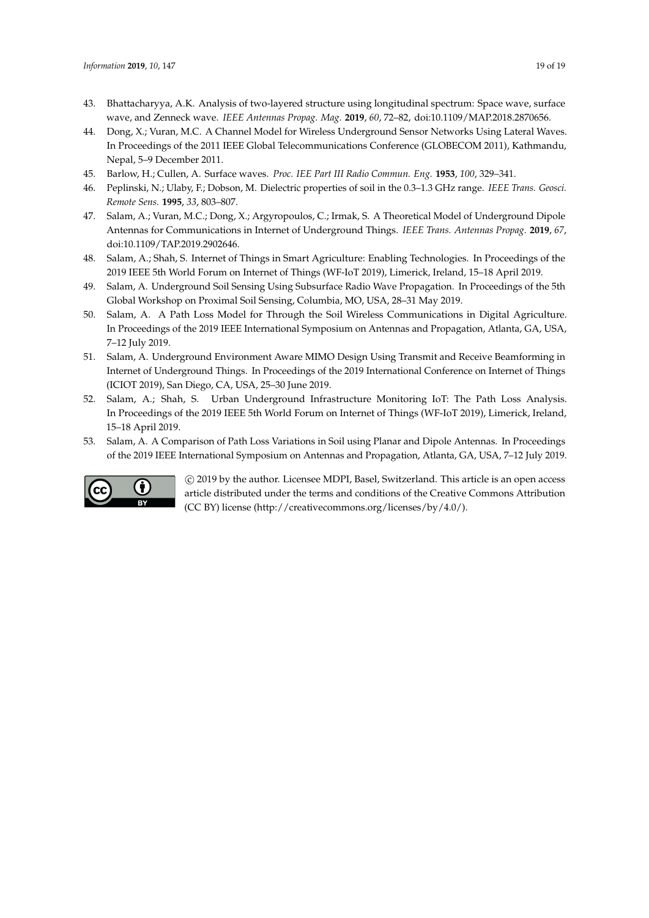43. Bhattacharyya, A.K. Analysis of two-layered structure using longitudinal spectrum: Space wave, surface wave, and Zenneck wave. *IEEE Antennas Propag. Mag.* **2019**, *60*, 72–82, doi:10.1109/MAP.2018.2870656.
44. Dong, X.; Vuran, M.C. A Channel Model for Wireless Underground Sensor Networks Using Lateral Waves. In Proceedings of the 2011 IEEE Global Telecommunications Conference (GLOBECOM 2011), Kathmandu, Nepal, 5–9 December 2011.
45. Barlow, H.; Cullen, A. Surface waves. *Proc. IEE Part III Radio Commun. Eng.* **1953**, *100*, 329–341.
46. Peplinski, N.; Ulaby, F.; Dobson, M. Dielectric properties of soil in the 0.3–1.3 GHz range. *IEEE Trans. Geosci. Remote Sens.* **1995**, *33*, 803–807.
47. Salam, A.; Vuran, M.C.; Dong, X.; Argyropoulos, C.; Irmak, S. A Theoretical Model of Underground Dipole Antennas for Communications in Internet of Underground Things. *IEEE Trans. Antennas Propag.* **2019**, *67*, doi:10.1109/TAP.2019.2902646.
48. Salam, A.; Shah, S. Internet of Things in Smart Agriculture: Enabling Technologies. In Proceedings of the 2019 IEEE 5th World Forum on Internet of Things (WF-IoT 2019), Limerick, Ireland, 15–18 April 2019.
49. Salam, A. Underground Soil Sensing Using Subsurface Radio Wave Propagation. In Proceedings of the 5th Global Workshop on Proximal Soil Sensing, Columbia, MO, USA, 28–31 May 2019.
50. Salam, A. A Path Loss Model for Through the Soil Wireless Communications in Digital Agriculture. In Proceedings of the 2019 IEEE International Symposium on Antennas and Propagation, Atlanta, GA, USA, 7–12 July 2019.
51. Salam, A. Underground Environment Aware MIMO Design Using Transmit and Receive Beamforming in Internet of Underground Things. In Proceedings of the 2019 International Conference on Internet of Things (ICIOT 2019), San Diego, CA, USA, 25–30 June 2019.
52. Salam, A.; Shah, S. Urban Underground Infrastructure Monitoring IoT: The Path Loss Analysis. In Proceedings of the 2019 IEEE 5th World Forum on Internet of Things (WF-IoT 2019), Limerick, Ireland, 15–18 April 2019.
53. Salam, A. A Comparison of Path Loss Variations in Soil using Planar and Dipole Antennas. In Proceedings of the 2019 IEEE International Symposium on Antennas and Propagation, Atlanta, GA, USA, 7–12 July 2019.

© 2019 by the author. Licensee MDPI, Basel, Switzerland. This article is an open access article distributed under the terms and conditions of the Creative Commons Attribution (CC BY) license (http://creativecommons.org/licenses/by/4.0/).